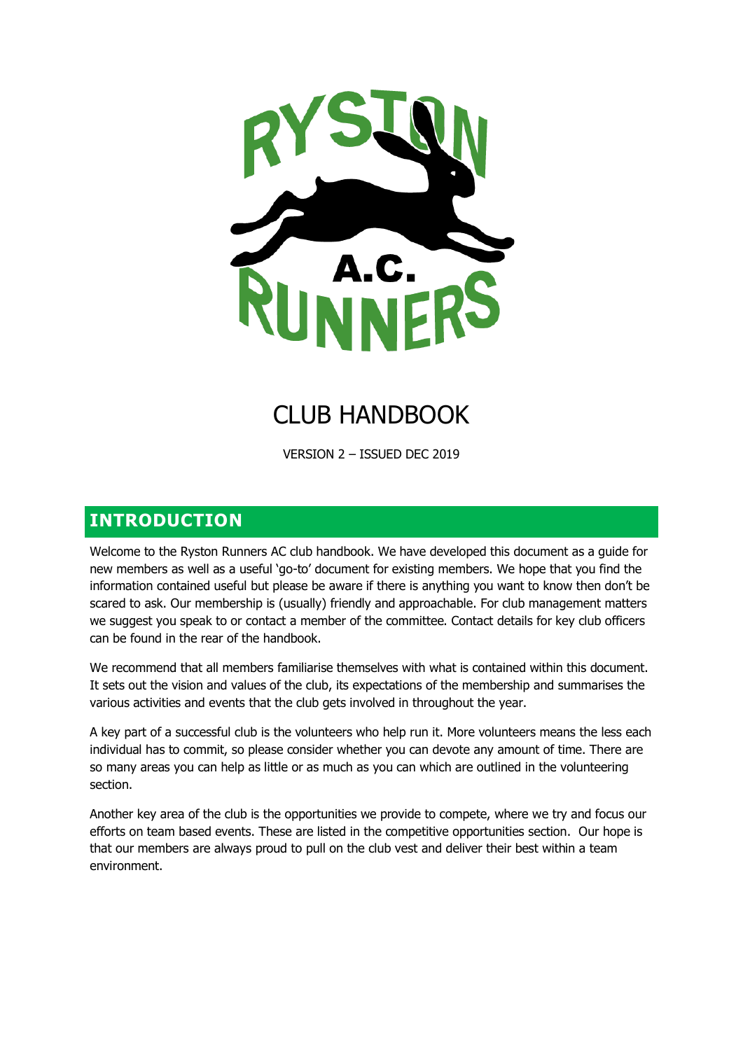# CLUB HANDBOOK

VERSION 2 – ISSUED DEC 2019

## INTRODUCTION

Welcome to the Ryston Runners AC club handbook. We have developed this document as a guide for new members as well as a useful 'go-to' document for existing members. We hope that you find the information contained useful but please be aware if there is anything you want to know then don't be scared to ask. Our membership is (usually) friendly and approachable. For club management matters we suggest you speak to or contact a member of the committee. Contact details for key club officers can be found in the rear of the handbook.

We recommend that all members familiarise themselves with what is contained within this document. It sets out the vision and values of the club, its expectations of the membership and summarises the various activities and events that the club gets involved in throughout the year.

A key part of a successful club is the volunteers who help run it. More volunteers means the less each individual has to commit, so please consider whether you can devote any amount of time. There are so many areas you can help as little or as much as you can which are outlined in the volunteering section.

Another key area of the club is the opportunities we provide to compete, where we try and focus our efforts on team based events. These are listed in the competitive opportunities section. Our hope is that our members are always proud to pull on the club vest and deliver their best within a team environment.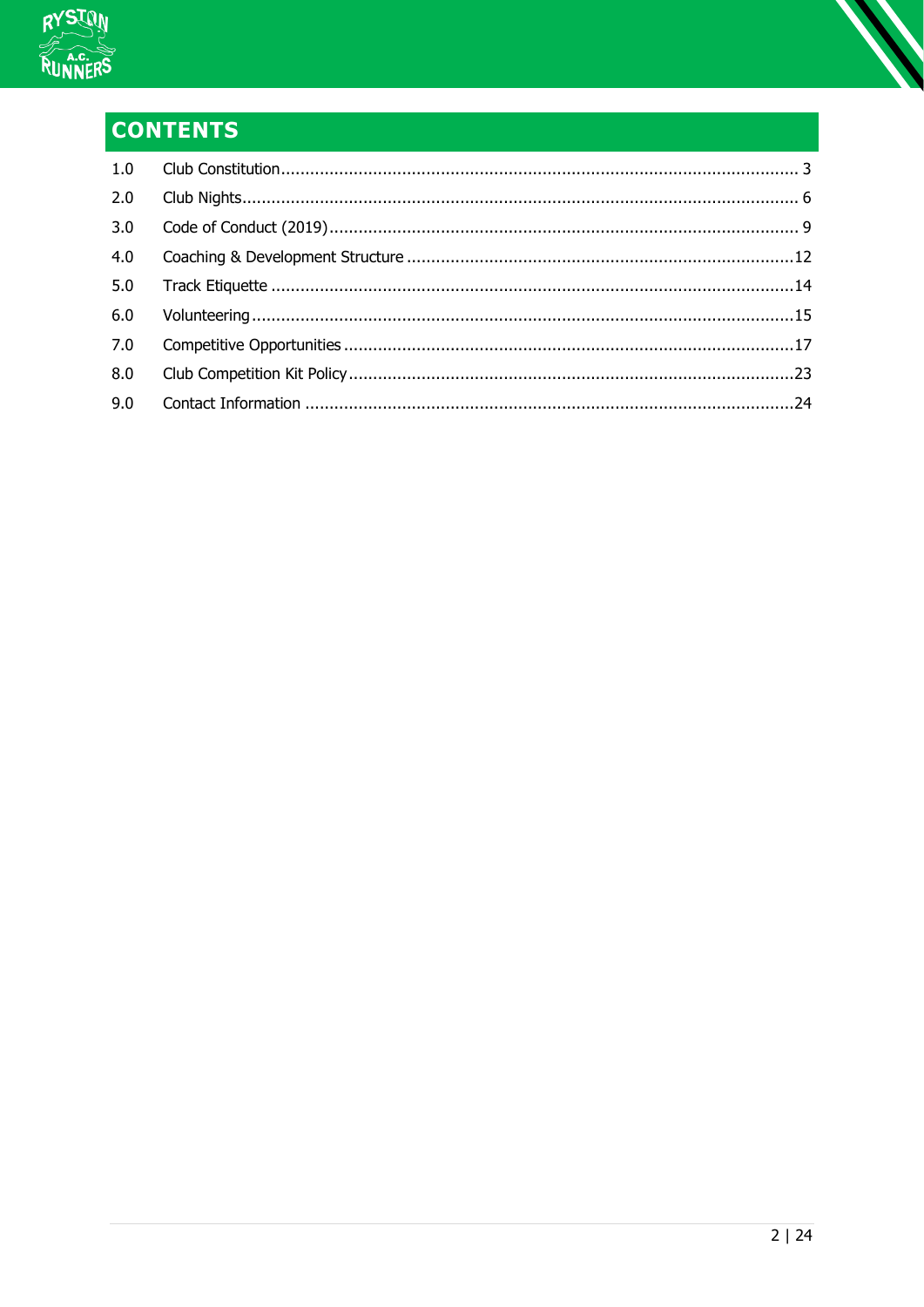# CONTENTS

| | | |
|---|---|---|
| 1.0 | Club Constitution | 3 |
| 2.0 | Club Nights | 6 |
| 3.0 | Code of Conduct (2019) | 9 |
| 4.0 | Coaching & Development Structure | 12 |
| 5.0 | Track Etiquette | 14 |
| 6.0 | Volunteering | 15 |
| 7.0 | Competitive Opportunities | 17 |
| 8.0 | Club Competition Kit Policy | 23 |
| 9.0 | Contact Information | 24 |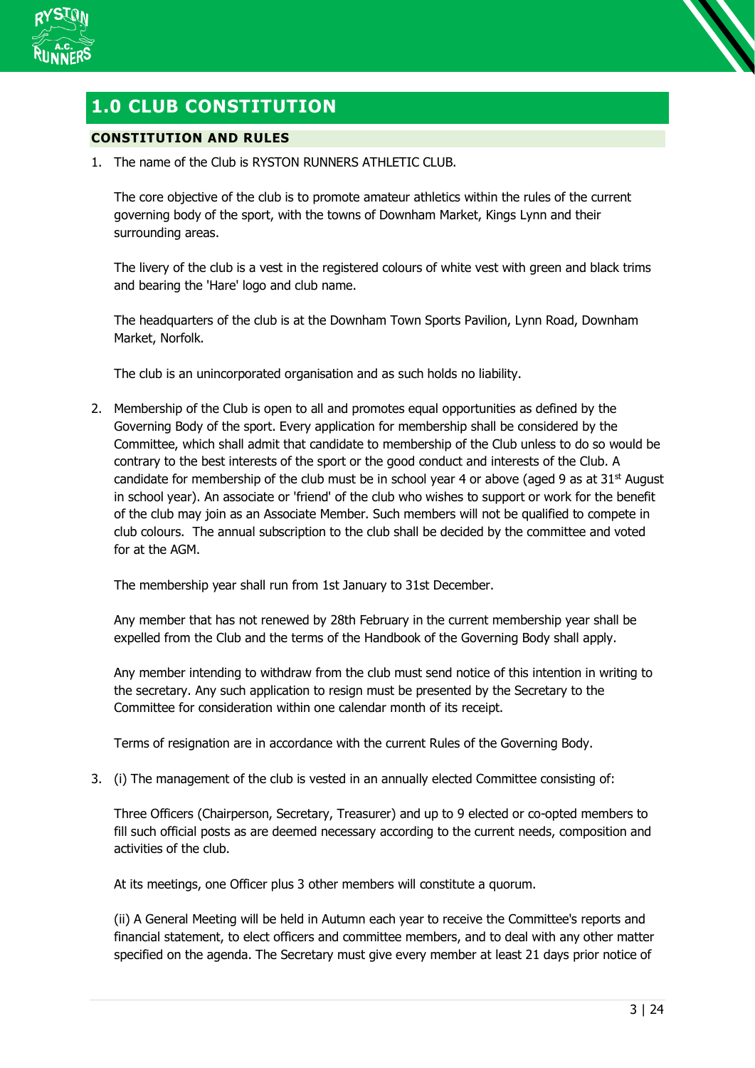# 1.0 CLUB CONSTITUTION

## CONSTITUTION AND RULES

1. The name of the Club is RYSTON RUNNERS ATHLETIC CLUB.

   The core objective of the club is to promote amateur athletics within the rules of the current governing body of the sport, with the towns of Downham Market, Kings Lynn and their surrounding areas.

   The livery of the club is a vest in the registered colours of white vest with green and black trims and bearing the 'Hare' logo and club name.

   The headquarters of the club is at the Downham Town Sports Pavilion, Lynn Road, Downham Market, Norfolk.

   The club is an unincorporated organisation and as such holds no liability.

2. Membership of the Club is open to all and promotes equal opportunities as defined by the Governing Body of the sport. Every application for membership shall be considered by the Committee, which shall admit that candidate to membership of the Club unless to do so would be contrary to the best interests of the sport or the good conduct and interests of the Club. A candidate for membership of the club must be in school year 4 or above (aged 9 as at 31st August in school year). An associate or 'friend' of the club who wishes to support or work for the benefit of the club may join as an Associate Member. Such members will not be qualified to compete in club colours. The annual subscription to the club shall be decided by the committee and voted for at the AGM.

   The membership year shall run from 1st January to 31st December.

   Any member that has not renewed by 28th February in the current membership year shall be expelled from the Club and the terms of the Handbook of the Governing Body shall apply.

   Any member intending to withdraw from the club must send notice of this intention in writing to the secretary. Any such application to resign must be presented by the Secretary to the Committee for consideration within one calendar month of its receipt.

   Terms of resignation are in accordance with the current Rules of the Governing Body.

3. (i) The management of the club is vested in an annually elected Committee consisting of:

   Three Officers (Chairperson, Secretary, Treasurer) and up to 9 elected or co-opted members to fill such official posts as are deemed necessary according to the current needs, composition and activities of the club.

   At its meetings, one Officer plus 3 other members will constitute a quorum.

   (ii) A General Meeting will be held in Autumn each year to receive the Committee's reports and financial statement, to elect officers and committee members, and to deal with any other matter specified on the agenda. The Secretary must give every member at least 21 days prior notice of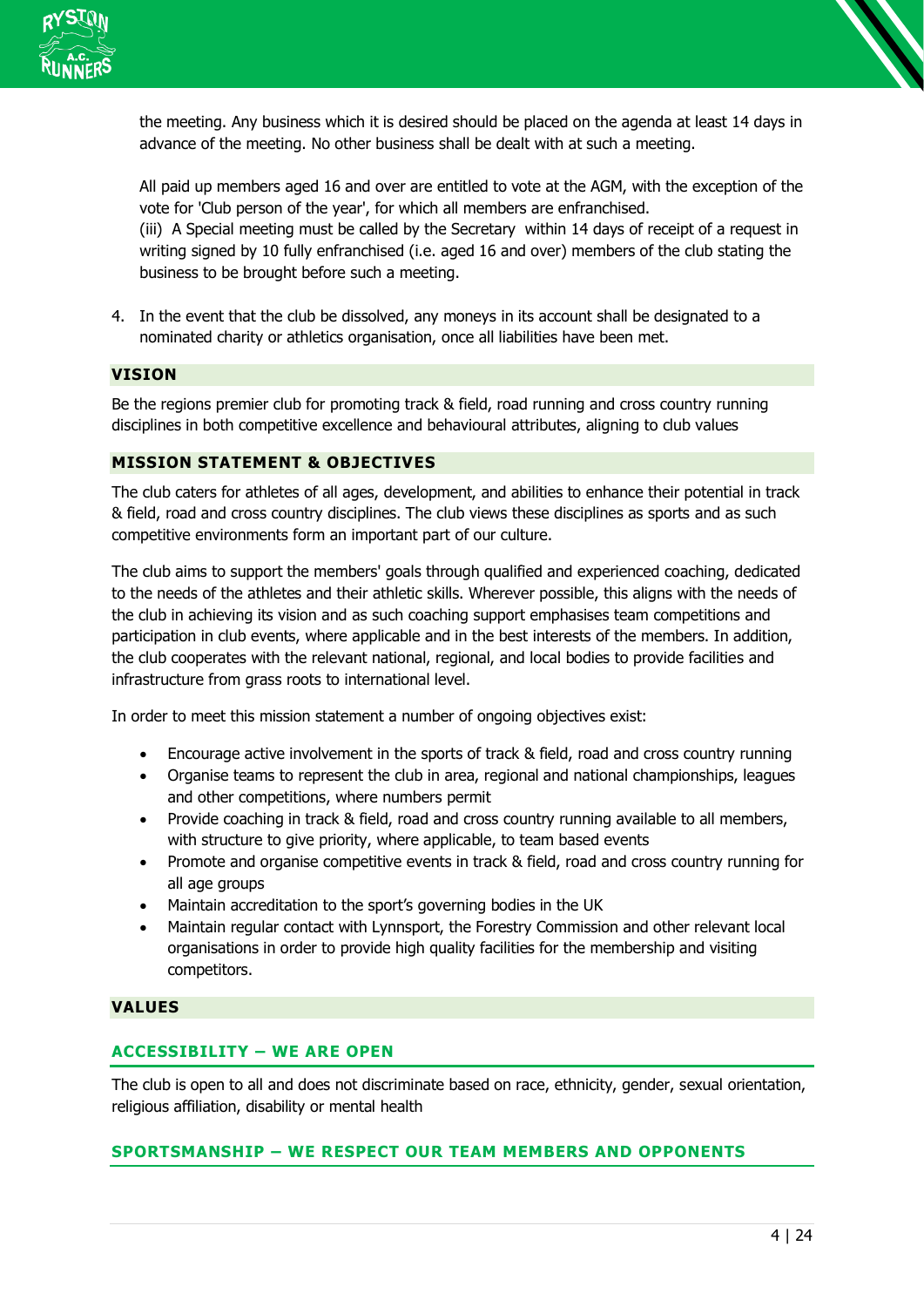the meeting. Any business which it is desired should be placed on the agenda at least 14 days in advance of the meeting. No other business shall be dealt with at such a meeting.

All paid up members aged 16 and over are entitled to vote at the AGM, with the exception of the vote for 'Club person of the year', for which all members are enfranchised.
(iii) A Special meeting must be called by the Secretary within 14 days of receipt of a request in writing signed by 10 fully enfranchised (i.e. aged 16 and over) members of the club stating the business to be brought before such a meeting.

4. In the event that the club be dissolved, any moneys in its account shall be designated to a nominated charity or athletics organisation, once all liabilities have been met.

## VISION

Be the regions premier club for promoting track & field, road running and cross country running disciplines in both competitive excellence and behavioural attributes, aligning to club values

## MISSION STATEMENT & OBJECTIVES

The club caters for athletes of all ages, development, and abilities to enhance their potential in track & field, road and cross country disciplines. The club views these disciplines as sports and as such competitive environments form an important part of our culture.

The club aims to support the members' goals through qualified and experienced coaching, dedicated to the needs of the athletes and their athletic skills. Wherever possible, this aligns with the needs of the club in achieving its vision and as such coaching support emphasises team competitions and participation in club events, where applicable and in the best interests of the members. In addition, the club cooperates with the relevant national, regional, and local bodies to provide facilities and infrastructure from grass roots to international level.

In order to meet this mission statement a number of ongoing objectives exist:

- Encourage active involvement in the sports of track & field, road and cross country running
- Organise teams to represent the club in area, regional and national championships, leagues and other competitions, where numbers permit
- Provide coaching in track & field, road and cross country running available to all members, with structure to give priority, where applicable, to team based events
- Promote and organise competitive events in track & field, road and cross country running for all age groups
- Maintain accreditation to the sport's governing bodies in the UK
- Maintain regular contact with Lynnsport, the Forestry Commission and other relevant local organisations in order to provide high quality facilities for the membership and visiting competitors.

## VALUES

### ACCESSIBILITY – WE ARE OPEN

The club is open to all and does not discriminate based on race, ethnicity, gender, sexual orientation, religious affiliation, disability or mental health

### SPORTSMANSHIP – WE RESPECT OUR TEAM MEMBERS AND OPPONENTS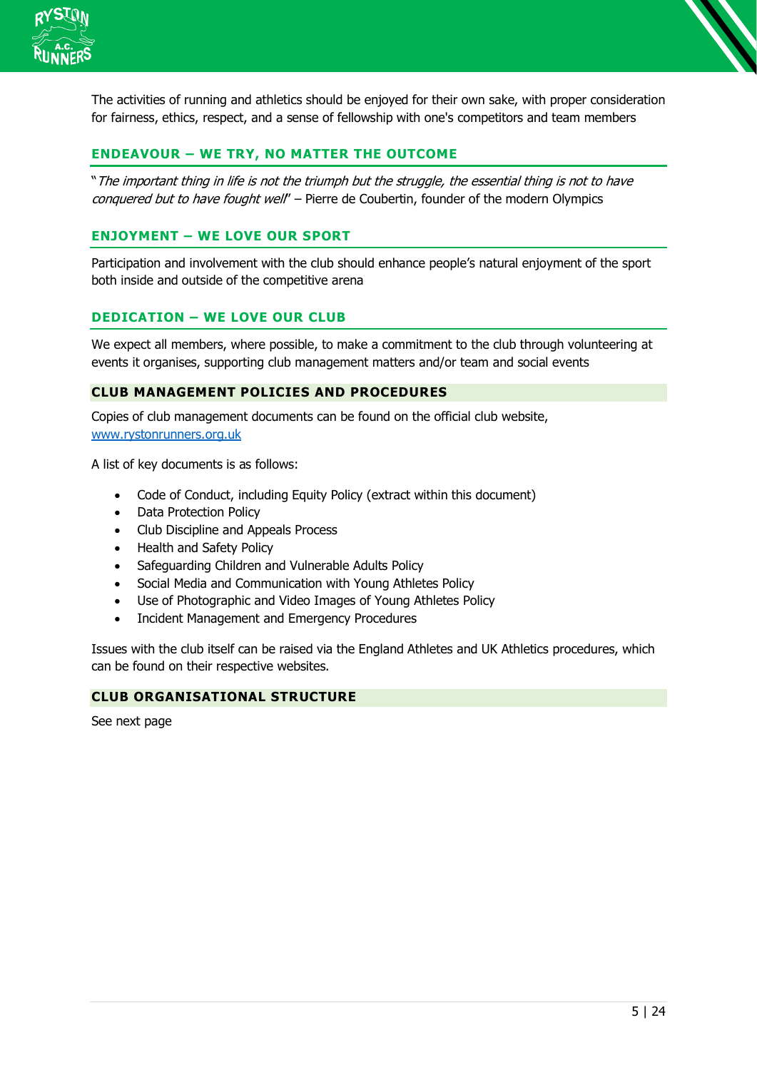The activities of running and athletics should be enjoyed for their own sake, with proper consideration for fairness, ethics, respect, and a sense of fellowship with one's competitors and team members

### ENDEAVOUR – WE TRY, NO MATTER THE OUTCOME

"*The important thing in life is not the triumph but the struggle, the essential thing is not to have conquered but to have fought well*" – Pierre de Coubertin, founder of the modern Olympics

### ENJOYMENT – WE LOVE OUR SPORT

Participation and involvement with the club should enhance people's natural enjoyment of the sport both inside and outside of the competitive arena

### DEDICATION – WE LOVE OUR CLUB

We expect all members, where possible, to make a commitment to the club through volunteering at events it organises, supporting club management matters and/or team and social events

## CLUB MANAGEMENT POLICIES AND PROCEDURES

Copies of club management documents can be found on the official club website, [www.rystonrunners.org.uk](www.rystonrunners.org.uk)

A list of key documents is as follows:

- Code of Conduct, including Equity Policy (extract within this document)
- Data Protection Policy
- Club Discipline and Appeals Process
- Health and Safety Policy
- Safeguarding Children and Vulnerable Adults Policy
- Social Media and Communication with Young Athletes Policy
- Use of Photographic and Video Images of Young Athletes Policy
- Incident Management and Emergency Procedures

Issues with the club itself can be raised via the England Athletes and UK Athletics procedures, which can be found on their respective websites.

## CLUB ORGANISATIONAL STRUCTURE

See next page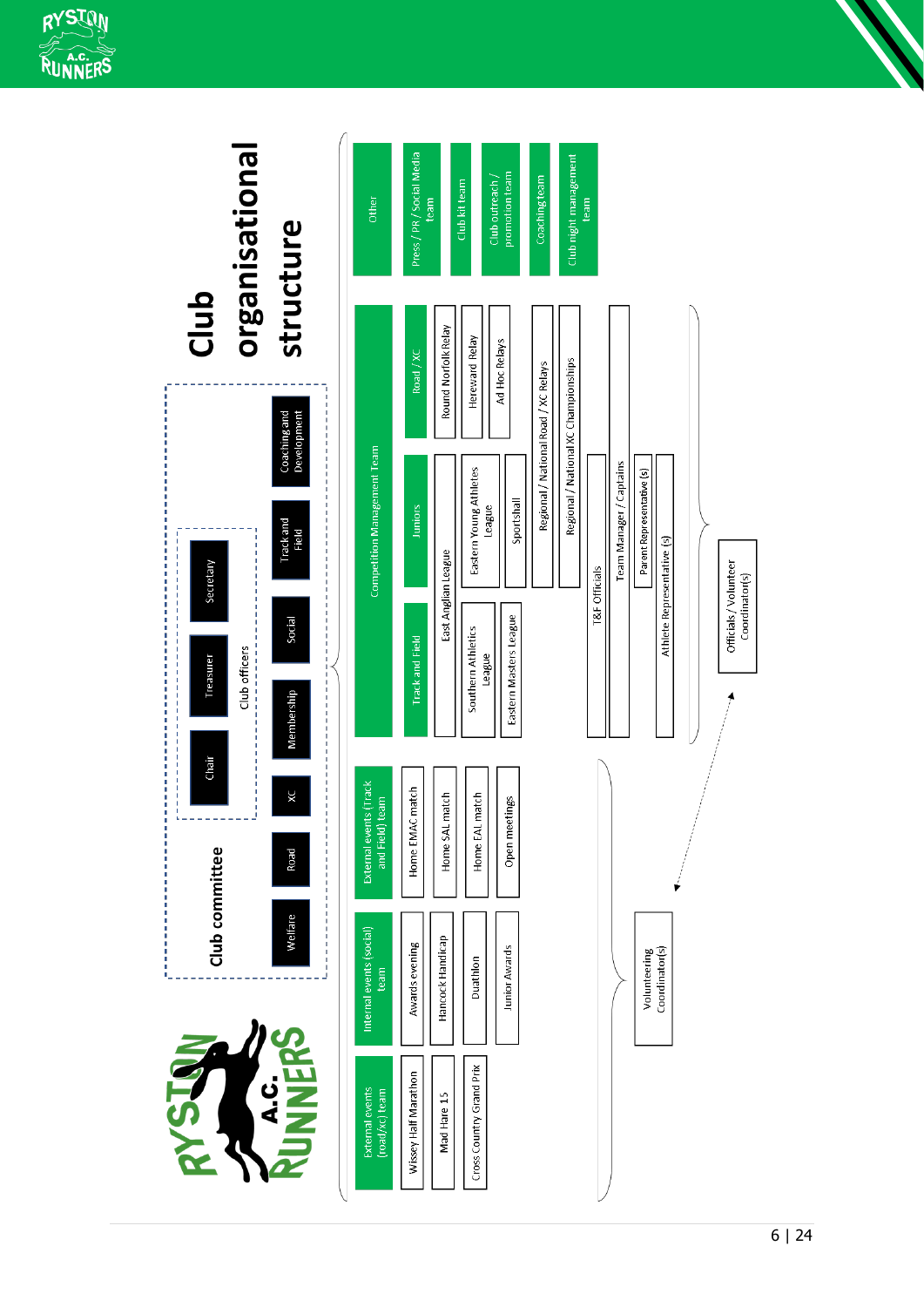# Club organisational structure

## Club committee

**Club officers**

- Chair
- Treasurer
- Secretary

**Committee roles**

- Welfare
- Road
- XC
- Membership
- Social
- Track and Field
- Coaching and Development

---

**External events (road/xc) team**

- Wissey Half Marathon
- Mad Hare 15
- Cross Country Grand Prix

**Internal events (social) team**

- Awards evening
- Hancock Handicap
- Duathlon
- Junior Awards

**External events (Track and Field) team**

- Home EMAC match
- Home SAL match
- Home EAL match
- Open meetings

Volunteering Coordinator(s)

---

**Competition Management Team**

| Track and Field | Juniors | Road / XC |
| --- | --- | --- |
| East Anglian League | | Round Norfolk Relay |
| Southern Athletics League | Eastern Young Athletes League | Hereward Relay |
| Eastern Masters League | Sportshall | Ad Hoc Relays |
| Regional / National Road / XC Relays | | |
| Regional / National XC Championships | | |

- T&F Officials
- Team Manager / Captains
- Parent Representative (s)
- Athlete Representative (s)

Officials / Volunteer Coordinator(s)

---

**Other**

- Press / PR / Social Media team
- Club kit team
- Club outreach / promotion team
- Coaching team
- Club night management team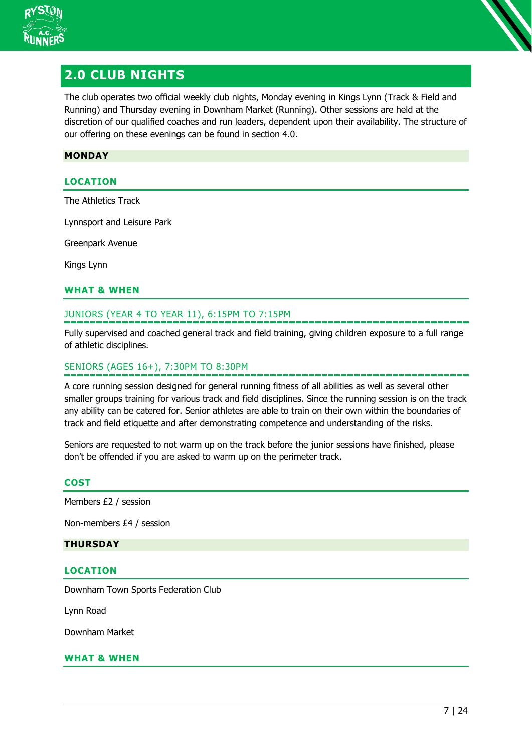## 2.0 CLUB NIGHTS

The club operates two official weekly club nights, Monday evening in Kings Lynn (Track & Field and Running) and Thursday evening in Downham Market (Running). Other sessions are held at the discretion of our qualified coaches and run leaders, dependent upon their availability. The structure of our offering on these evenings can be found in section 4.0.

### MONDAY

#### LOCATION

The Athletics Track

Lynnsport and Leisure Park

Greenpark Avenue

Kings Lynn

#### WHAT & WHEN

##### JUNIORS (YEAR 4 TO YEAR 11), 6:15PM TO 7:15PM

Fully supervised and coached general track and field training, giving children exposure to a full range of athletic disciplines.

##### SENIORS (AGES 16+), 7:30PM TO 8:30PM

A core running session designed for general running fitness of all abilities as well as several other smaller groups training for various track and field disciplines. Since the running session is on the track any ability can be catered for. Senior athletes are able to train on their own within the boundaries of track and field etiquette and after demonstrating competence and understanding of the risks.

Seniors are requested to not warm up on the track before the junior sessions have finished, please don't be offended if you are asked to warm up on the perimeter track.

#### COST

Members £2 / session

Non-members £4 / session

### THURSDAY

#### LOCATION

Downham Town Sports Federation Club

Lynn Road

Downham Market

#### WHAT & WHEN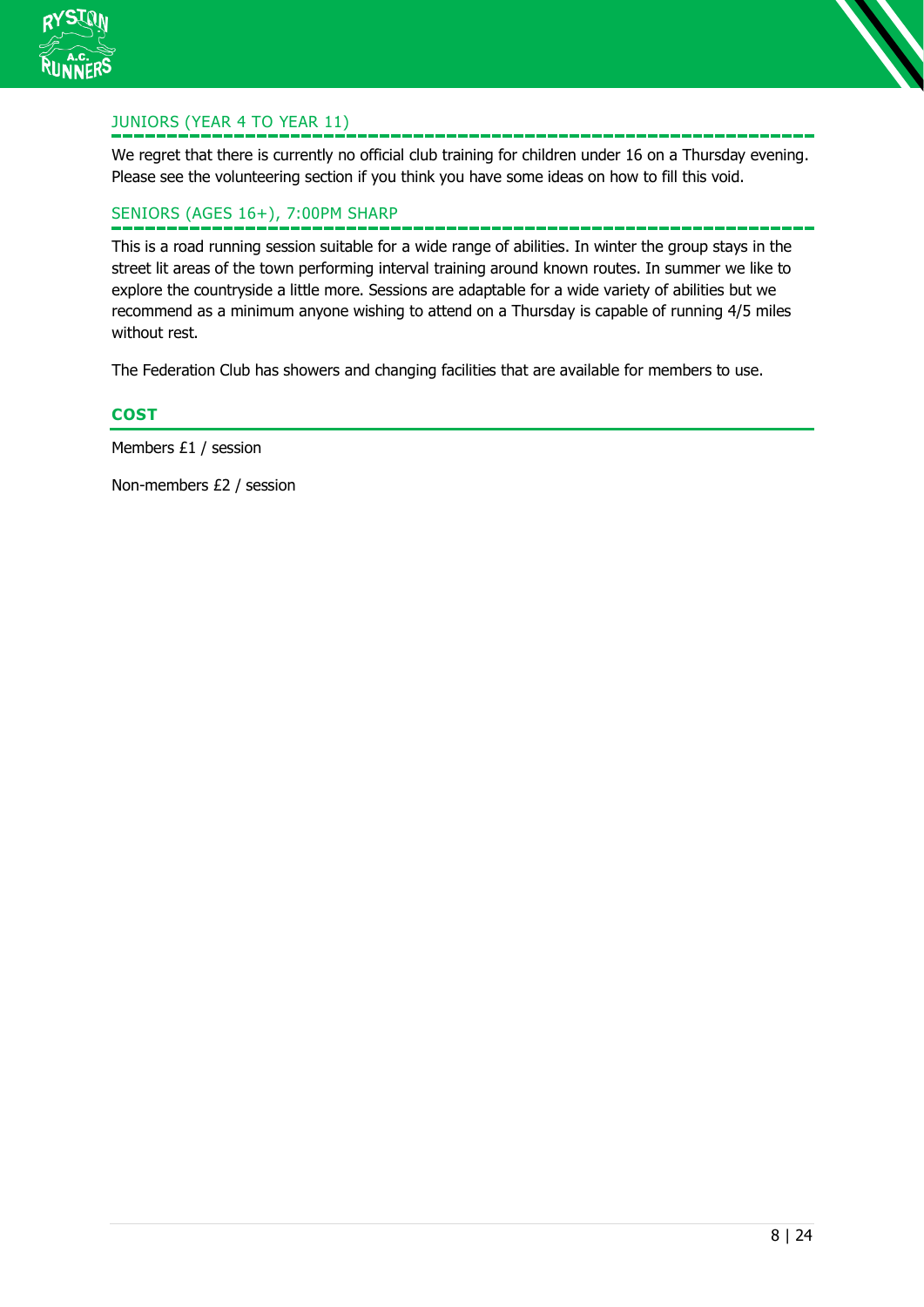### JUNIORS (YEAR 4 TO YEAR 11)

We regret that there is currently no official club training for children under 16 on a Thursday evening. Please see the volunteering section if you think you have some ideas on how to fill this void.

### SENIORS (AGES 16+), 7:00PM SHARP

This is a road running session suitable for a wide range of abilities. In winter the group stays in the street lit areas of the town performing interval training around known routes. In summer we like to explore the countryside a little more. Sessions are adaptable for a wide variety of abilities but we recommend as a minimum anyone wishing to attend on a Thursday is capable of running 4/5 miles without rest.

The Federation Club has showers and changing facilities that are available for members to use.

## COST

Members £1 / session

Non-members £2 / session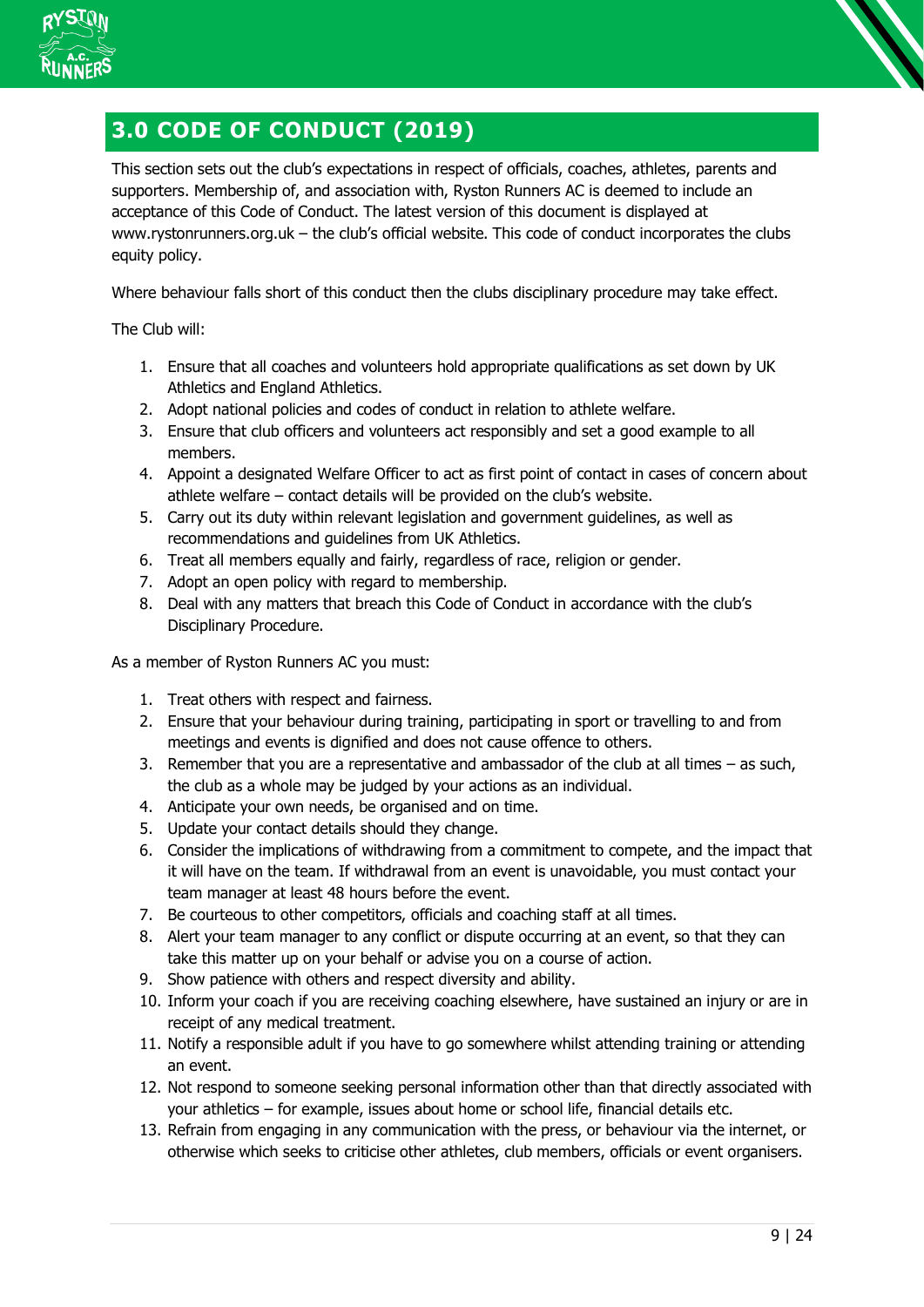# 3.0 CODE OF CONDUCT (2019)

This section sets out the club's expectations in respect of officials, coaches, athletes, parents and supporters. Membership of, and association with, Ryston Runners AC is deemed to include an acceptance of this Code of Conduct. The latest version of this document is displayed at www.rystonrunners.org.uk – the club's official website. This code of conduct incorporates the clubs equity policy.

Where behaviour falls short of this conduct then the clubs disciplinary procedure may take effect.

The Club will:

1. Ensure that all coaches and volunteers hold appropriate qualifications as set down by UK Athletics and England Athletics.
2. Adopt national policies and codes of conduct in relation to athlete welfare.
3. Ensure that club officers and volunteers act responsibly and set a good example to all members.
4. Appoint a designated Welfare Officer to act as first point of contact in cases of concern about athlete welfare – contact details will be provided on the club's website.
5. Carry out its duty within relevant legislation and government guidelines, as well as recommendations and guidelines from UK Athletics.
6. Treat all members equally and fairly, regardless of race, religion or gender.
7. Adopt an open policy with regard to membership.
8. Deal with any matters that breach this Code of Conduct in accordance with the club's Disciplinary Procedure.

As a member of Ryston Runners AC you must:

1. Treat others with respect and fairness.
2. Ensure that your behaviour during training, participating in sport or travelling to and from meetings and events is dignified and does not cause offence to others.
3. Remember that you are a representative and ambassador of the club at all times – as such, the club as a whole may be judged by your actions as an individual.
4. Anticipate your own needs, be organised and on time.
5. Update your contact details should they change.
6. Consider the implications of withdrawing from a commitment to compete, and the impact that it will have on the team. If withdrawal from an event is unavoidable, you must contact your team manager at least 48 hours before the event.
7. Be courteous to other competitors, officials and coaching staff at all times.
8. Alert your team manager to any conflict or dispute occurring at an event, so that they can take this matter up on your behalf or advise you on a course of action.
9. Show patience with others and respect diversity and ability.
10. Inform your coach if you are receiving coaching elsewhere, have sustained an injury or are in receipt of any medical treatment.
11. Notify a responsible adult if you have to go somewhere whilst attending training or attending an event.
12. Not respond to someone seeking personal information other than that directly associated with your athletics – for example, issues about home or school life, financial details etc.
13. Refrain from engaging in any communication with the press, or behaviour via the internet, or otherwise which seeks to criticise other athletes, club members, officials or event organisers.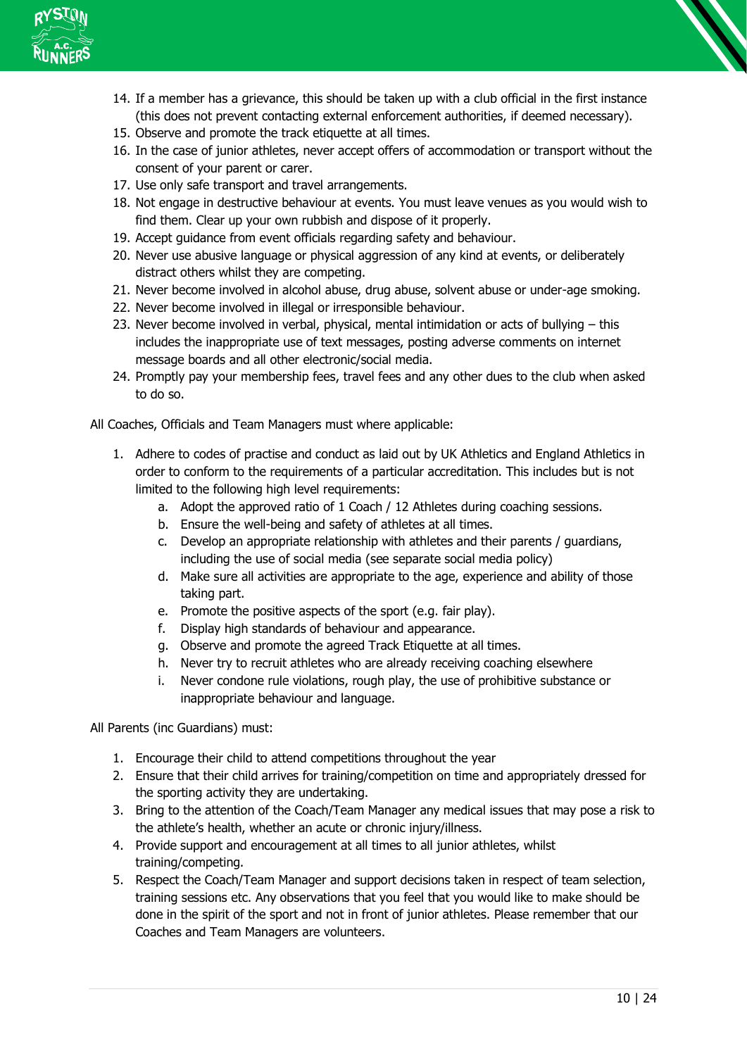14. If a member has a grievance, this should be taken up with a club official in the first instance (this does not prevent contacting external enforcement authorities, if deemed necessary).
15. Observe and promote the track etiquette at all times.
16. In the case of junior athletes, never accept offers of accommodation or transport without the consent of your parent or carer.
17. Use only safe transport and travel arrangements.
18. Not engage in destructive behaviour at events. You must leave venues as you would wish to find them. Clear up your own rubbish and dispose of it properly.
19. Accept guidance from event officials regarding safety and behaviour.
20. Never use abusive language or physical aggression of any kind at events, or deliberately distract others whilst they are competing.
21. Never become involved in alcohol abuse, drug abuse, solvent abuse or under-age smoking.
22. Never become involved in illegal or irresponsible behaviour.
23. Never become involved in verbal, physical, mental intimidation or acts of bullying – this includes the inappropriate use of text messages, posting adverse comments on internet message boards and all other electronic/social media.
24. Promptly pay your membership fees, travel fees and any other dues to the club when asked to do so.

All Coaches, Officials and Team Managers must where applicable:

1. Adhere to codes of practise and conduct as laid out by UK Athletics and England Athletics in order to conform to the requirements of a particular accreditation. This includes but is not limited to the following high level requirements:
    a. Adopt the approved ratio of 1 Coach / 12 Athletes during coaching sessions.
    b. Ensure the well-being and safety of athletes at all times.
    c. Develop an appropriate relationship with athletes and their parents / guardians, including the use of social media (see separate social media policy)
    d. Make sure all activities are appropriate to the age, experience and ability of those taking part.
    e. Promote the positive aspects of the sport (e.g. fair play).
    f. Display high standards of behaviour and appearance.
    g. Observe and promote the agreed Track Etiquette at all times.
    h. Never try to recruit athletes who are already receiving coaching elsewhere
    i. Never condone rule violations, rough play, the use of prohibitive substance or inappropriate behaviour and language.

All Parents (inc Guardians) must:

1. Encourage their child to attend competitions throughout the year
2. Ensure that their child arrives for training/competition on time and appropriately dressed for the sporting activity they are undertaking.
3. Bring to the attention of the Coach/Team Manager any medical issues that may pose a risk to the athlete's health, whether an acute or chronic injury/illness.
4. Provide support and encouragement at all times to all junior athletes, whilst training/competing.
5. Respect the Coach/Team Manager and support decisions taken in respect of team selection, training sessions etc. Any observations that you feel that you would like to make should be done in the spirit of the sport and not in front of junior athletes. Please remember that our Coaches and Team Managers are volunteers.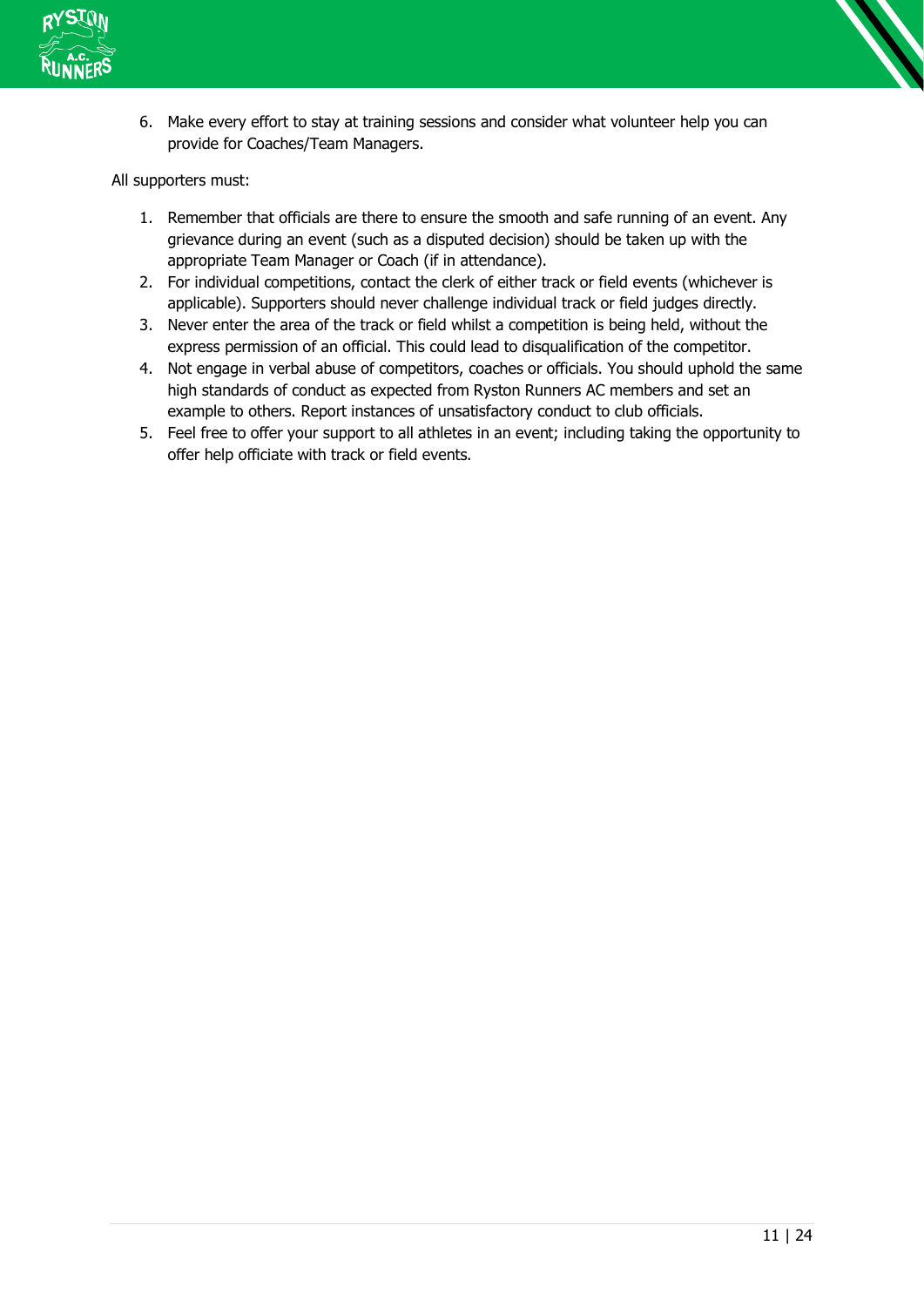6. Make every effort to stay at training sessions and consider what volunteer help you can provide for Coaches/Team Managers.

All supporters must:

1. Remember that officials are there to ensure the smooth and safe running of an event. Any grievance during an event (such as a disputed decision) should be taken up with the appropriate Team Manager or Coach (if in attendance).
2. For individual competitions, contact the clerk of either track or field events (whichever is applicable). Supporters should never challenge individual track or field judges directly.
3. Never enter the area of the track or field whilst a competition is being held, without the express permission of an official. This could lead to disqualification of the competitor.
4. Not engage in verbal abuse of competitors, coaches or officials. You should uphold the same high standards of conduct as expected from Ryston Runners AC members and set an example to others. Report instances of unsatisfactory conduct to club officials.
5. Feel free to offer your support to all athletes in an event; including taking the opportunity to offer help officiate with track or field events.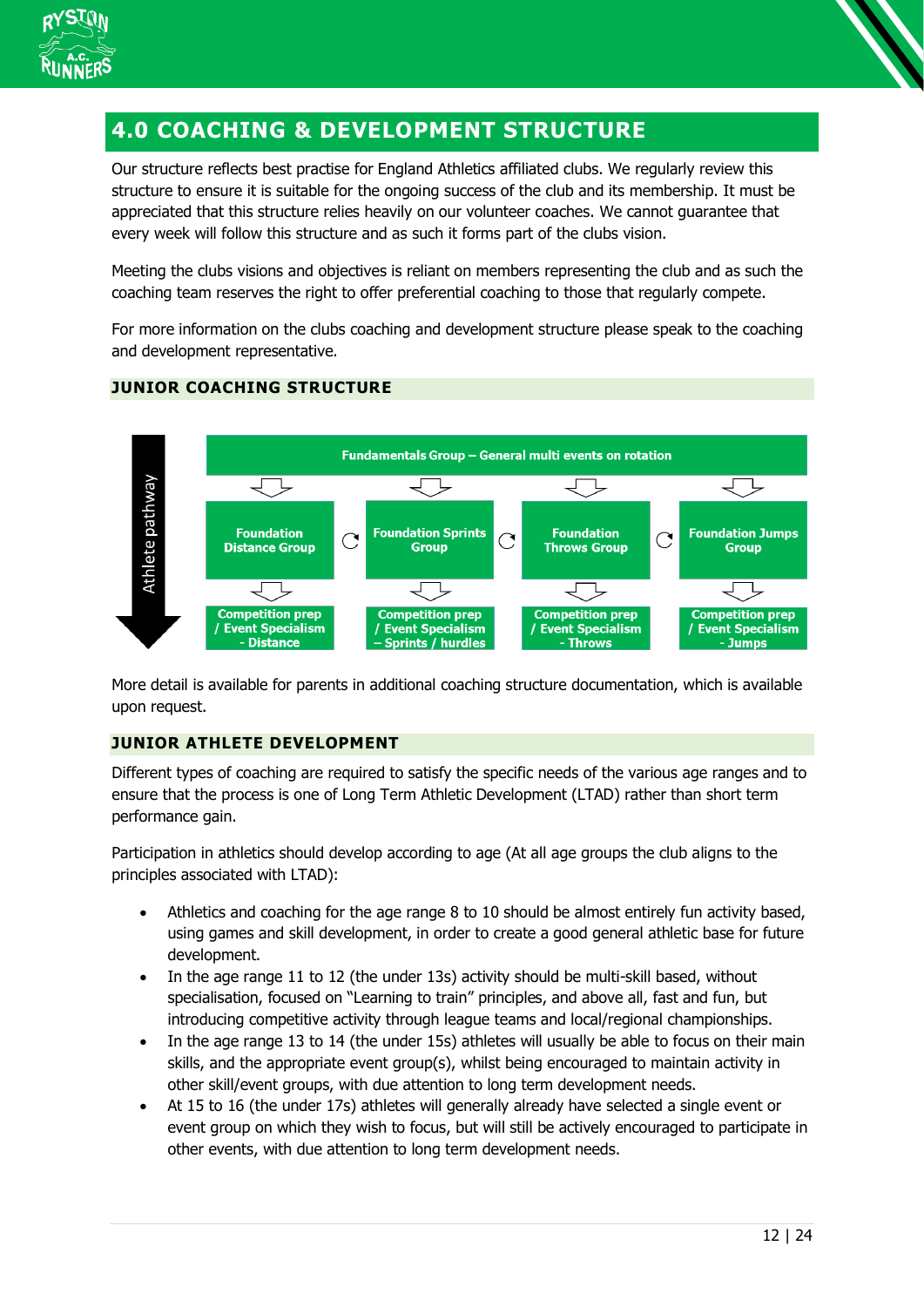## 4.0 COACHING & DEVELOPMENT STRUCTURE

Our structure reflects best practise for England Athletics affiliated clubs. We regularly review this structure to ensure it is suitable for the ongoing success of the club and its membership. It must be appreciated that this structure relies heavily on our volunteer coaches. We cannot guarantee that every week will follow this structure and as such it forms part of the clubs vision.

Meeting the clubs visions and objectives is reliant on members representing the club and as such the coaching team reserves the right to offer preferential coaching to those that regularly compete.

For more information on the clubs coaching and development structure please speak to the coaching and development representative.

### JUNIOR COACHING STRUCTURE

Athlete pathway

**Fundamentals Group – General multi events on rotation**

| Foundation Distance Group | Foundation Sprints Group | Foundation Throws Group | Foundation Jumps Group |
|---|---|---|---|
| Competition prep / Event Specialism - Distance | Competition prep / Event Specialism – Sprints / hurdles | Competition prep / Event Specialism - Throws | Competition prep / Event Specialism - Jumps |

More detail is available for parents in additional coaching structure documentation, which is available upon request.

### JUNIOR ATHLETE DEVELOPMENT

Different types of coaching are required to satisfy the specific needs of the various age ranges and to ensure that the process is one of Long Term Athletic Development (LTAD) rather than short term performance gain.

Participation in athletics should develop according to age (At all age groups the club aligns to the principles associated with LTAD):

- Athletics and coaching for the age range 8 to 10 should be almost entirely fun activity based, using games and skill development, in order to create a good general athletic base for future development.
- In the age range 11 to 12 (the under 13s) activity should be multi-skill based, without specialisation, focused on "Learning to train" principles, and above all, fast and fun, but introducing competitive activity through league teams and local/regional championships.
- In the age range 13 to 14 (the under 15s) athletes will usually be able to focus on their main skills, and the appropriate event group(s), whilst being encouraged to maintain activity in other skill/event groups, with due attention to long term development needs.
- At 15 to 16 (the under 17s) athletes will generally already have selected a single event or event group on which they wish to focus, but will still be actively encouraged to participate in other events, with due attention to long term development needs.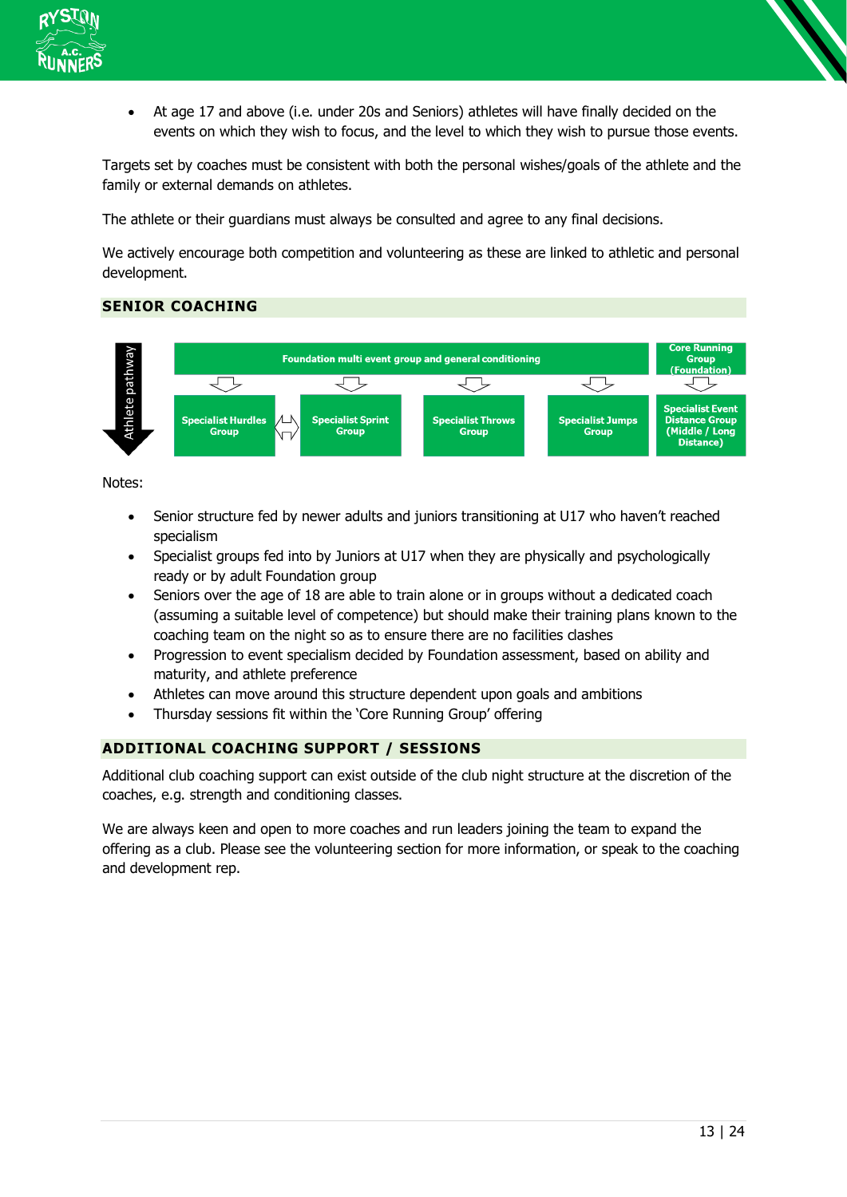- At age 17 and above (i.e. under 20s and Seniors) athletes will have finally decided on the events on which they wish to focus, and the level to which they wish to pursue those events.

Targets set by coaches must be consistent with both the personal wishes/goals of the athlete and the family or external demands on athletes.

The athlete or their guardians must always be consulted and agree to any final decisions.

We actively encourage both competition and volunteering as these are linked to athletic and personal development.

## SENIOR COACHING

Athlete pathway

Foundation multi event group and general conditioning

Core Running Group (Foundation)

Specialist Hurdles Group

Specialist Sprint Group

Specialist Throws Group

Specialist Jumps Group

Specialist Event Distance Group (Middle / Long Distance)

Notes:

- Senior structure fed by newer adults and juniors transitioning at U17 who haven't reached specialism
- Specialist groups fed into by Juniors at U17 when they are physically and psychologically ready or by adult Foundation group
- Seniors over the age of 18 are able to train alone or in groups without a dedicated coach (assuming a suitable level of competence) but should make their training plans known to the coaching team on the night so as to ensure there are no facilities clashes
- Progression to event specialism decided by Foundation assessment, based on ability and maturity, and athlete preference
- Athletes can move around this structure dependent upon goals and ambitions
- Thursday sessions fit within the 'Core Running Group' offering

## ADDITIONAL COACHING SUPPORT / SESSIONS

Additional club coaching support can exist outside of the club night structure at the discretion of the coaches, e.g. strength and conditioning classes.

We are always keen and open to more coaches and run leaders joining the team to expand the offering as a club. Please see the volunteering section for more information, or speak to the coaching and development rep.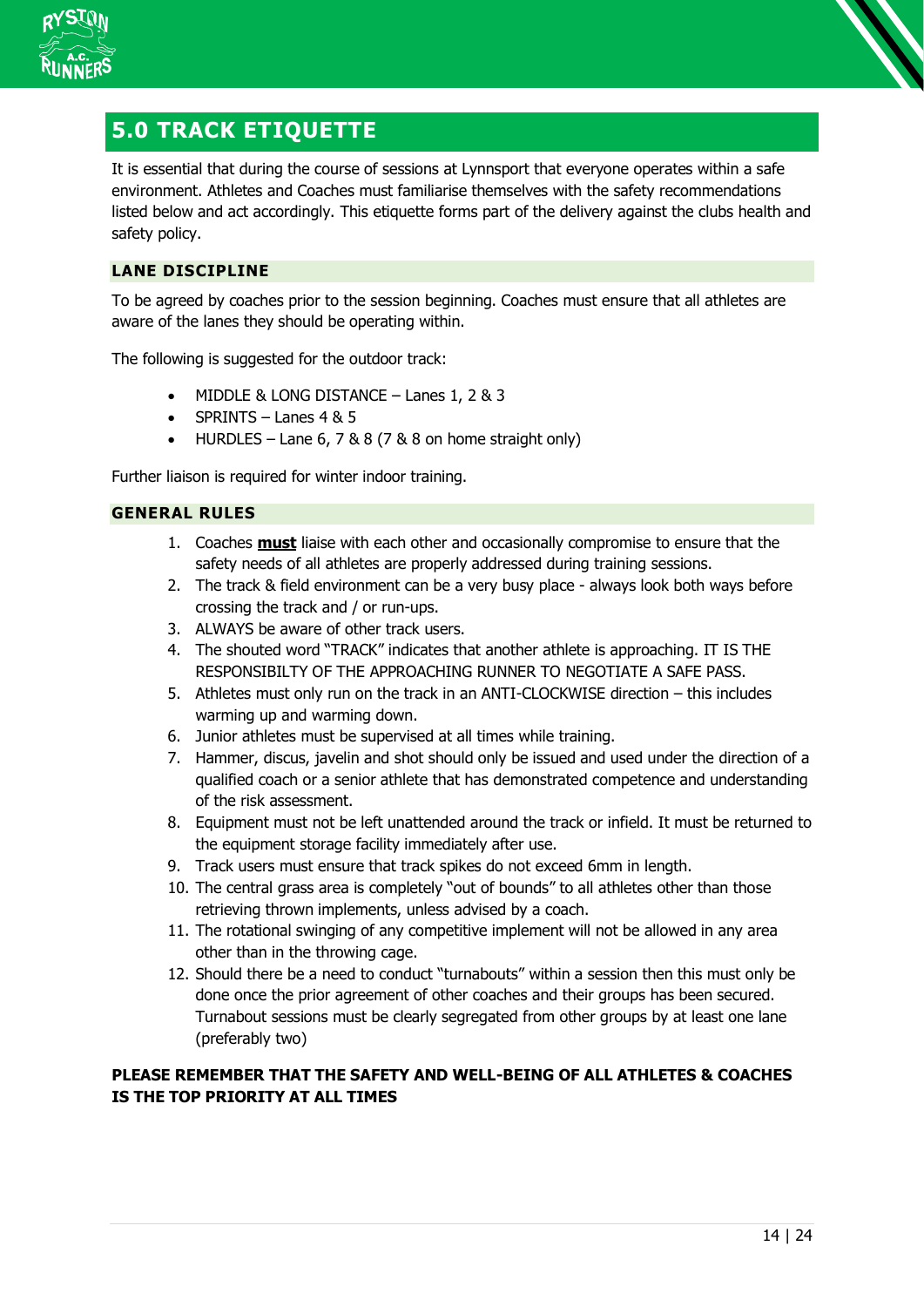# 5.0 TRACK ETIQUETTE

It is essential that during the course of sessions at Lynnsport that everyone operates within a safe environment. Athletes and Coaches must familiarise themselves with the safety recommendations listed below and act accordingly. This etiquette forms part of the delivery against the clubs health and safety policy.

## LANE DISCIPLINE

To be agreed by coaches prior to the session beginning. Coaches must ensure that all athletes are aware of the lanes they should be operating within.

The following is suggested for the outdoor track:

- MIDDLE & LONG DISTANCE – Lanes 1, 2 & 3
- SPRINTS – Lanes 4 & 5
- HURDLES – Lane 6, 7 & 8 (7 & 8 on home straight only)

Further liaison is required for winter indoor training.

## GENERAL RULES

1. Coaches **must** liaise with each other and occasionally compromise to ensure that the safety needs of all athletes are properly addressed during training sessions.
2. The track & field environment can be a very busy place - always look both ways before crossing the track and / or run-ups.
3. ALWAYS be aware of other track users.
4. The shouted word "TRACK" indicates that another athlete is approaching. IT IS THE RESPONSIBILTY OF THE APPROACHING RUNNER TO NEGOTIATE A SAFE PASS.
5. Athletes must only run on the track in an ANTI-CLOCKWISE direction – this includes warming up and warming down.
6. Junior athletes must be supervised at all times while training.
7. Hammer, discus, javelin and shot should only be issued and used under the direction of a qualified coach or a senior athlete that has demonstrated competence and understanding of the risk assessment.
8. Equipment must not be left unattended around the track or infield. It must be returned to the equipment storage facility immediately after use.
9. Track users must ensure that track spikes do not exceed 6mm in length.
10. The central grass area is completely "out of bounds" to all athletes other than those retrieving thrown implements, unless advised by a coach.
11. The rotational swinging of any competitive implement will not be allowed in any area other than in the throwing cage.
12. Should there be a need to conduct "turnabouts" within a session then this must only be done once the prior agreement of other coaches and their groups has been secured. Turnabout sessions must be clearly segregated from other groups by at least one lane (preferably two)

**PLEASE REMEMBER THAT THE SAFETY AND WELL-BEING OF ALL ATHLETES & COACHES IS THE TOP PRIORITY AT ALL TIMES**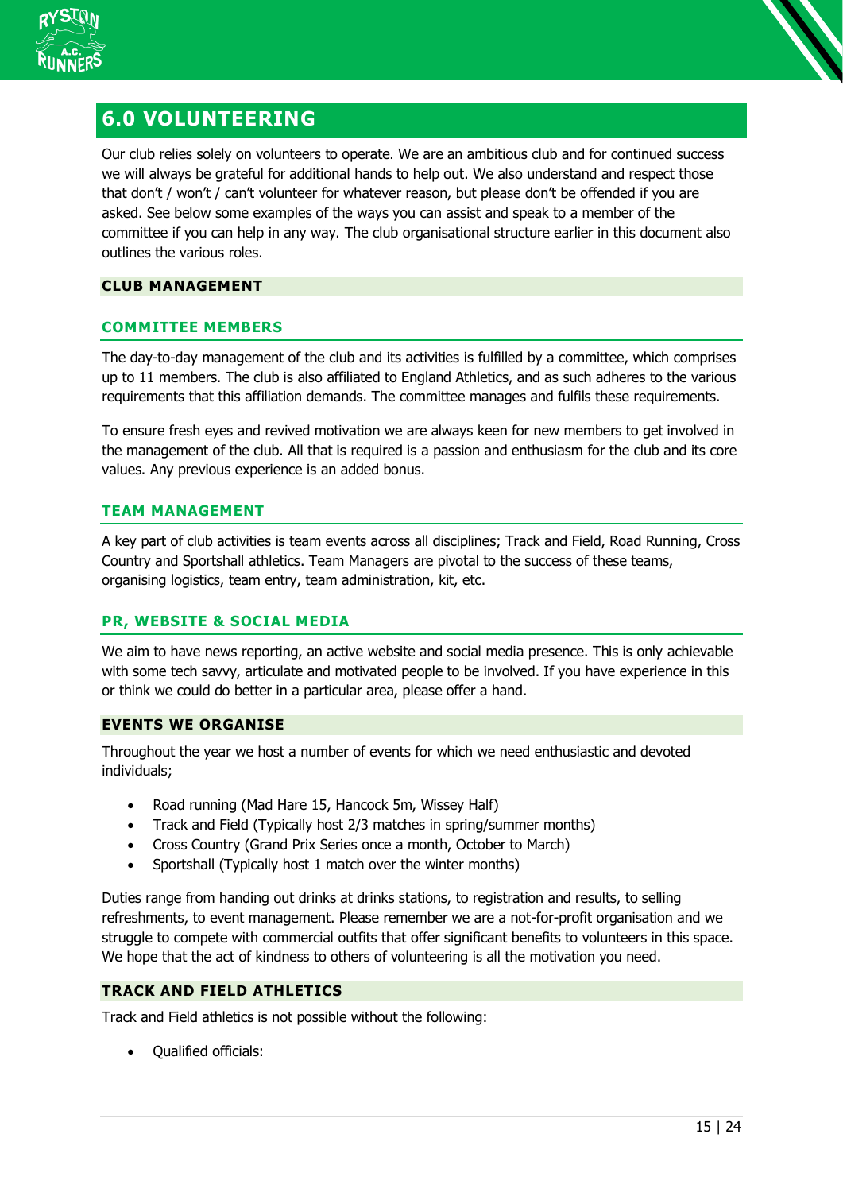## 6.0 VOLUNTEERING

Our club relies solely on volunteers to operate. We are an ambitious club and for continued success we will always be grateful for additional hands to help out. We also understand and respect those that don't / won't / can't volunteer for whatever reason, but please don't be offended if you are asked. See below some examples of the ways you can assist and speak to a member of the committee if you can help in any way. The club organisational structure earlier in this document also outlines the various roles.

### CLUB MANAGEMENT

#### COMMITTEE MEMBERS

The day-to-day management of the club and its activities is fulfilled by a committee, which comprises up to 11 members. The club is also affiliated to England Athletics, and as such adheres to the various requirements that this affiliation demands. The committee manages and fulfils these requirements.

To ensure fresh eyes and revived motivation we are always keen for new members to get involved in the management of the club. All that is required is a passion and enthusiasm for the club and its core values. Any previous experience is an added bonus.

#### TEAM MANAGEMENT

A key part of club activities is team events across all disciplines; Track and Field, Road Running, Cross Country and Sportshall athletics. Team Managers are pivotal to the success of these teams, organising logistics, team entry, team administration, kit, etc.

#### PR, WEBSITE & SOCIAL MEDIA

We aim to have news reporting, an active website and social media presence. This is only achievable with some tech savvy, articulate and motivated people to be involved. If you have experience in this or think we could do better in a particular area, please offer a hand.

### EVENTS WE ORGANISE

Throughout the year we host a number of events for which we need enthusiastic and devoted individuals;

- Road running (Mad Hare 15, Hancock 5m, Wissey Half)
- Track and Field (Typically host 2/3 matches in spring/summer months)
- Cross Country (Grand Prix Series once a month, October to March)
- Sportshall (Typically host 1 match over the winter months)

Duties range from handing out drinks at drinks stations, to registration and results, to selling refreshments, to event management. Please remember we are a not-for-profit organisation and we struggle to compete with commercial outfits that offer significant benefits to volunteers in this space. We hope that the act of kindness to others of volunteering is all the motivation you need.

### TRACK AND FIELD ATHLETICS

Track and Field athletics is not possible without the following:

- Qualified officials: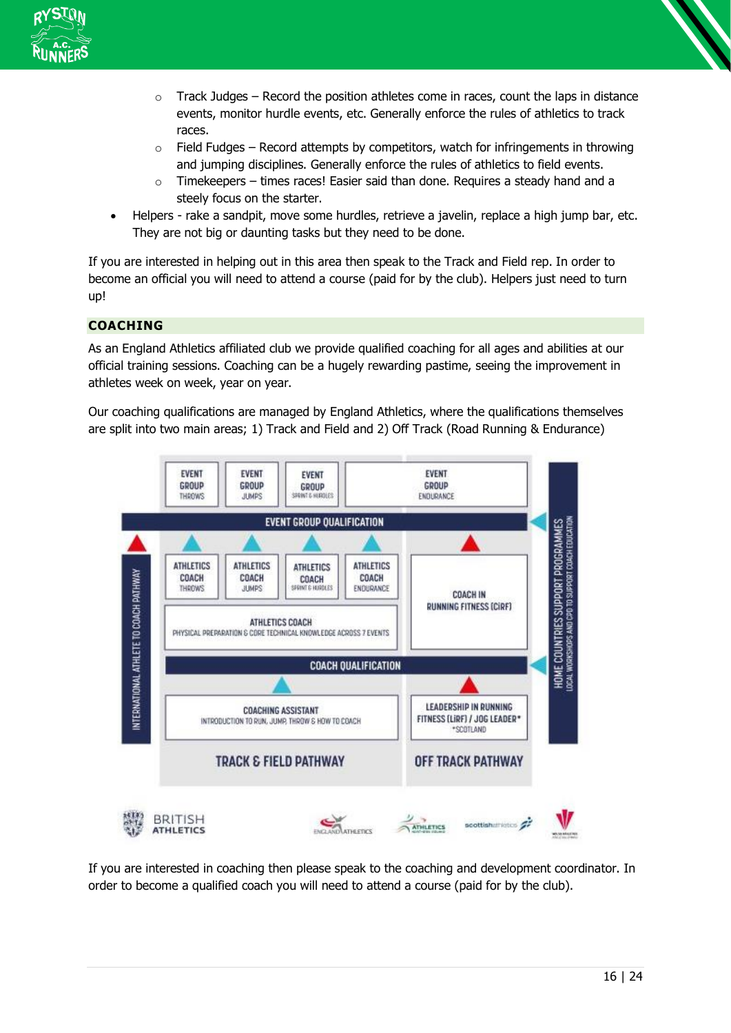- Track Judges – Record the position athletes come in races, count the laps in distance events, monitor hurdle events, etc. Generally enforce the rules of athletics to track races.
- Field Fudges – Record attempts by competitors, watch for infringements in throwing and jumping disciplines. Generally enforce the rules of athletics to field events.
- Timekeepers – times races! Easier said than done. Requires a steady hand and a steely focus on the starter.

- Helpers - rake a sandpit, move some hurdles, retrieve a javelin, replace a high jump bar, etc. They are not big or daunting tasks but they need to be done.

If you are interested in helping out in this area then speak to the Track and Field rep. In order to become an official you will need to attend a course (paid for by the club). Helpers just need to turn up!

## COACHING

As an England Athletics affiliated club we provide qualified coaching for all ages and abilities at our official training sessions. Coaching can be a hugely rewarding pastime, seeing the improvement in athletes week on week, year on year.

Our coaching qualifications are managed by England Athletics, where the qualifications themselves are split into two main areas; 1) Track and Field and 2) Off Track (Road Running & Endurance)

EVENT GROUP THROWS | EVENT GROUP JUMPS | EVENT GROUP SPRINT & HURDLES | EVENT GROUP ENDURANCE

EVENT GROUP QUALIFICATION

ATHLETICS COACH THROWS | ATHLETICS COACH JUMPS | ATHLETICS COACH SPRINT & HURDLES | ATHLETICS COACH ENDURANCE | COACH IN RUNNING FITNESS (CiRF)

ATHLETICS COACH
PHYSICAL PREPARATION & CORE TECHNICAL KNOWLEDGE ACROSS 7 EVENTS

COACH QUALIFICATION

COACHING ASSISTANT
INTRODUCTION TO RUN, JUMP, THROW & HOW TO COACH

LEADERSHIP IN RUNNING FITNESS (LiRF) / JOG LEADER*
*SCOTLAND

TRACK & FIELD PATHWAY | OFF TRACK PATHWAY

INTERNATIONAL ATHLETE TO COACH PATHWAY

HOME COUNTRIES SUPPORT PROGRAMMES
LOCAL WORKSHOPS AND CPD TO SUPPORT COACH EDUCATION

If you are interested in coaching then please speak to the coaching and development coordinator. In order to become a qualified coach you will need to attend a course (paid for by the club).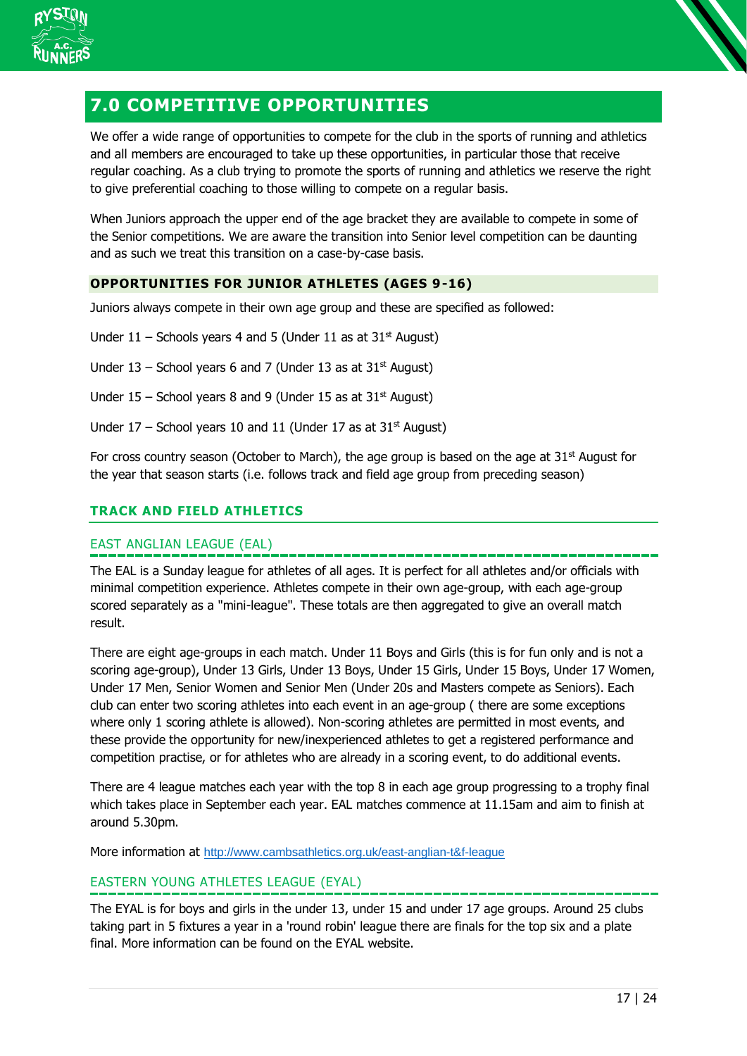## 7.0 COMPETITIVE OPPORTUNITIES

We offer a wide range of opportunities to compete for the club in the sports of running and athletics and all members are encouraged to take up these opportunities, in particular those that receive regular coaching. As a club trying to promote the sports of running and athletics we reserve the right to give preferential coaching to those willing to compete on a regular basis.

When Juniors approach the upper end of the age bracket they are available to compete in some of the Senior competitions. We are aware the transition into Senior level competition can be daunting and as such we treat this transition on a case-by-case basis.

### OPPORTUNITIES FOR JUNIOR ATHLETES (AGES 9-16)

Juniors always compete in their own age group and these are specified as followed:

Under 11 – Schools years 4 and 5 (Under 11 as at 31st August)

Under 13 – School years 6 and 7 (Under 13 as at 31st August)

Under 15 – School years 8 and 9 (Under 15 as at 31st August)

Under 17 – School years 10 and 11 (Under 17 as at 31st August)

For cross country season (October to March), the age group is based on the age at 31st August for the year that season starts (i.e. follows track and field age group from preceding season)

### TRACK AND FIELD ATHLETICS

#### EAST ANGLIAN LEAGUE (EAL)

The EAL is a Sunday league for athletes of all ages. It is perfect for all athletes and/or officials with minimal competition experience. Athletes compete in their own age-group, with each age-group scored separately as a "mini-league". These totals are then aggregated to give an overall match result.

There are eight age-groups in each match. Under 11 Boys and Girls (this is for fun only and is not a scoring age-group), Under 13 Girls, Under 13 Boys, Under 15 Girls, Under 15 Boys, Under 17 Women, Under 17 Men, Senior Women and Senior Men (Under 20s and Masters compete as Seniors). Each club can enter two scoring athletes into each event in an age-group ( there are some exceptions where only 1 scoring athlete is allowed). Non-scoring athletes are permitted in most events, and these provide the opportunity for new/inexperienced athletes to get a registered performance and competition practise, or for athletes who are already in a scoring event, to do additional events.

There are 4 league matches each year with the top 8 in each age group progressing to a trophy final which takes place in September each year. EAL matches commence at 11.15am and aim to finish at around 5.30pm.

More information at http://www.cambsathletics.org.uk/east-anglian-t&f-league

#### EASTERN YOUNG ATHLETES LEAGUE (EYAL)

The EYAL is for boys and girls in the under 13, under 15 and under 17 age groups. Around 25 clubs taking part in 5 fixtures a year in a 'round robin' league there are finals for the top six and a plate final. More information can be found on the EYAL website.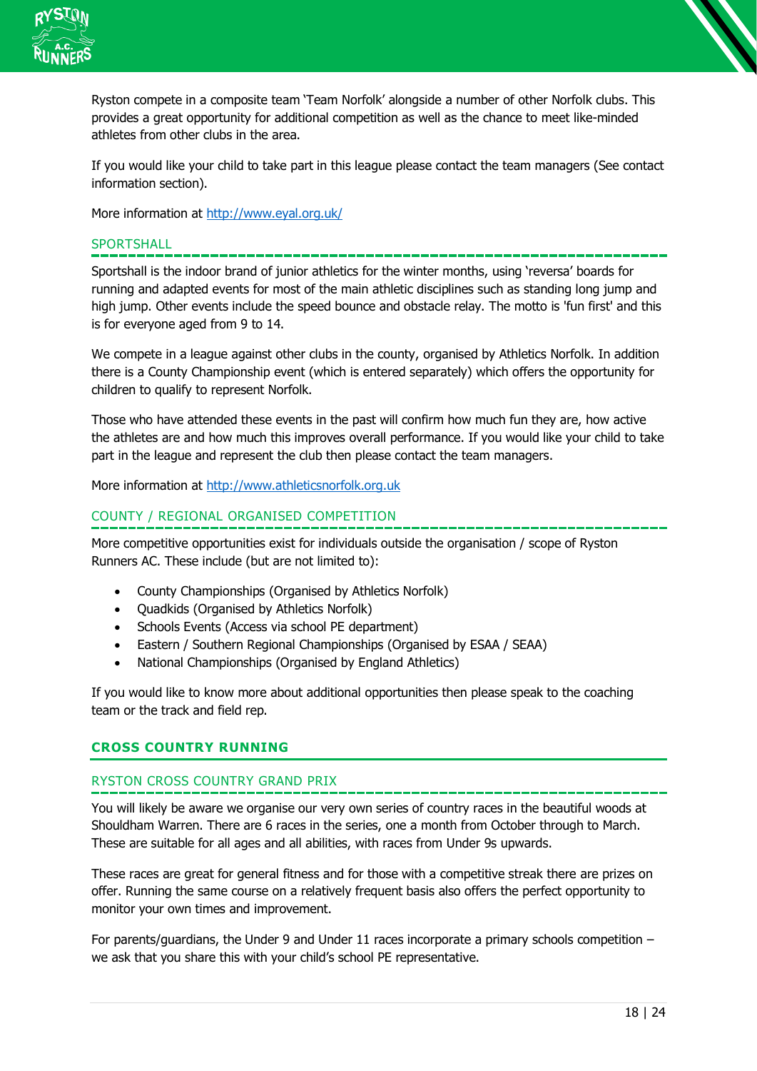Ryston compete in a composite team 'Team Norfolk' alongside a number of other Norfolk clubs. This provides a great opportunity for additional competition as well as the chance to meet like-minded athletes from other clubs in the area.

If you would like your child to take part in this league please contact the team managers (See contact information section).

More information at http://www.eyal.org.uk/

### SPORTSHALL

Sportshall is the indoor brand of junior athletics for the winter months, using 'reversa' boards for running and adapted events for most of the main athletic disciplines such as standing long jump and high jump. Other events include the speed bounce and obstacle relay. The motto is 'fun first' and this is for everyone aged from 9 to 14.

We compete in a league against other clubs in the county, organised by Athletics Norfolk. In addition there is a County Championship event (which is entered separately) which offers the opportunity for children to qualify to represent Norfolk.

Those who have attended these events in the past will confirm how much fun they are, how active the athletes are and how much this improves overall performance. If you would like your child to take part in the league and represent the club then please contact the team managers.

More information at http://www.athleticsnorfolk.org.uk

### COUNTY / REGIONAL ORGANISED COMPETITION

More competitive opportunities exist for individuals outside the organisation / scope of Ryston Runners AC. These include (but are not limited to):

- County Championships (Organised by Athletics Norfolk)
- Quadkids (Organised by Athletics Norfolk)
- Schools Events (Access via school PE department)
- Eastern / Southern Regional Championships (Organised by ESAA / SEAA)
- National Championships (Organised by England Athletics)

If you would like to know more about additional opportunities then please speak to the coaching team or the track and field rep.

## CROSS COUNTRY RUNNING

### RYSTON CROSS COUNTRY GRAND PRIX

You will likely be aware we organise our very own series of country races in the beautiful woods at Shouldham Warren. There are 6 races in the series, one a month from October through to March. These are suitable for all ages and all abilities, with races from Under 9s upwards.

These races are great for general fitness and for those with a competitive streak there are prizes on offer. Running the same course on a relatively frequent basis also offers the perfect opportunity to monitor your own times and improvement.

For parents/guardians, the Under 9 and Under 11 races incorporate a primary schools competition – we ask that you share this with your child's school PE representative.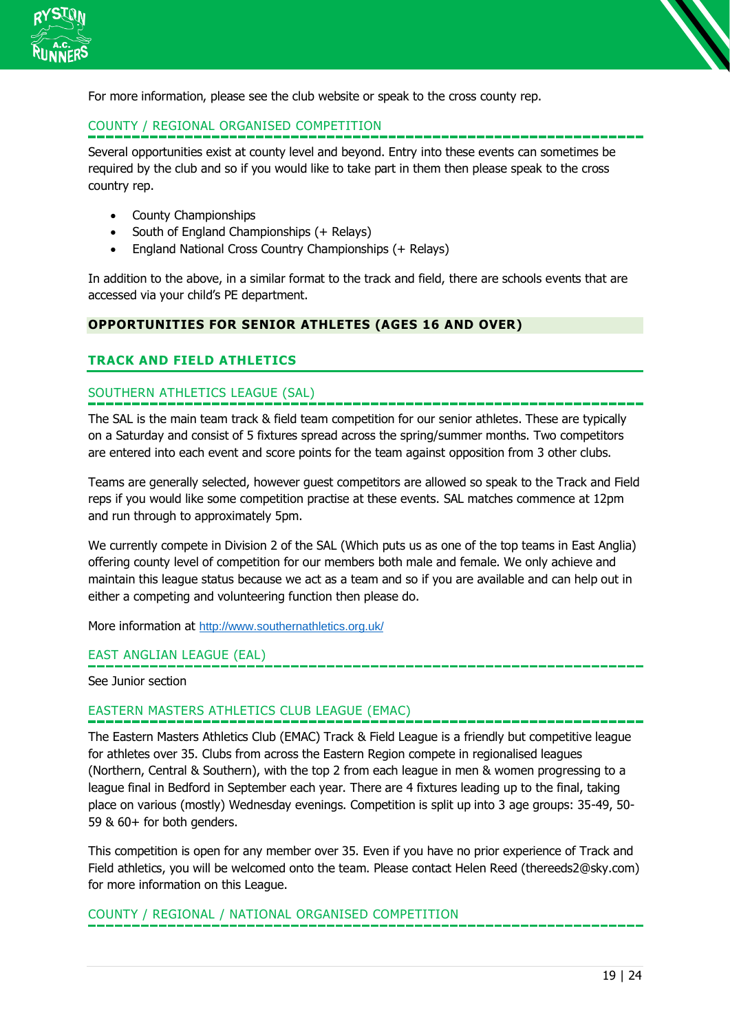For more information, please see the club website or speak to the cross county rep.

### COUNTY / REGIONAL ORGANISED COMPETITION

Several opportunities exist at county level and beyond. Entry into these events can sometimes be required by the club and so if you would like to take part in them then please speak to the cross country rep.

- County Championships
- South of England Championships (+ Relays)
- England National Cross Country Championships (+ Relays)

In addition to the above, in a similar format to the track and field, there are schools events that are accessed via your child's PE department.

# OPPORTUNITIES FOR SENIOR ATHLETES (AGES 16 AND OVER)

## TRACK AND FIELD ATHLETICS

### SOUTHERN ATHLETICS LEAGUE (SAL)

The SAL is the main team track & field team competition for our senior athletes. These are typically on a Saturday and consist of 5 fixtures spread across the spring/summer months. Two competitors are entered into each event and score points for the team against opposition from 3 other clubs.

Teams are generally selected, however guest competitors are allowed so speak to the Track and Field reps if you would like some competition practise at these events. SAL matches commence at 12pm and run through to approximately 5pm.

We currently compete in Division 2 of the SAL (Which puts us as one of the top teams in East Anglia) offering county level of competition for our members both male and female. We only achieve and maintain this league status because we act as a team and so if you are available and can help out in either a competing and volunteering function then please do.

More information at http://www.southernathletics.org.uk/

### EAST ANGLIAN LEAGUE (EAL)

See Junior section

### EASTERN MASTERS ATHLETICS CLUB LEAGUE (EMAC)

The Eastern Masters Athletics Club (EMAC) Track & Field League is a friendly but competitive league for athletes over 35. Clubs from across the Eastern Region compete in regionalised leagues (Northern, Central & Southern), with the top 2 from each league in men & women progressing to a league final in Bedford in September each year. There are 4 fixtures leading up to the final, taking place on various (mostly) Wednesday evenings. Competition is split up into 3 age groups: 35-49, 50-59 & 60+ for both genders.

This competition is open for any member over 35. Even if you have no prior experience of Track and Field athletics, you will be welcomed onto the team. Please contact Helen Reed (thereeds2@sky.com) for more information on this League.

### COUNTY / REGIONAL / NATIONAL ORGANISED COMPETITION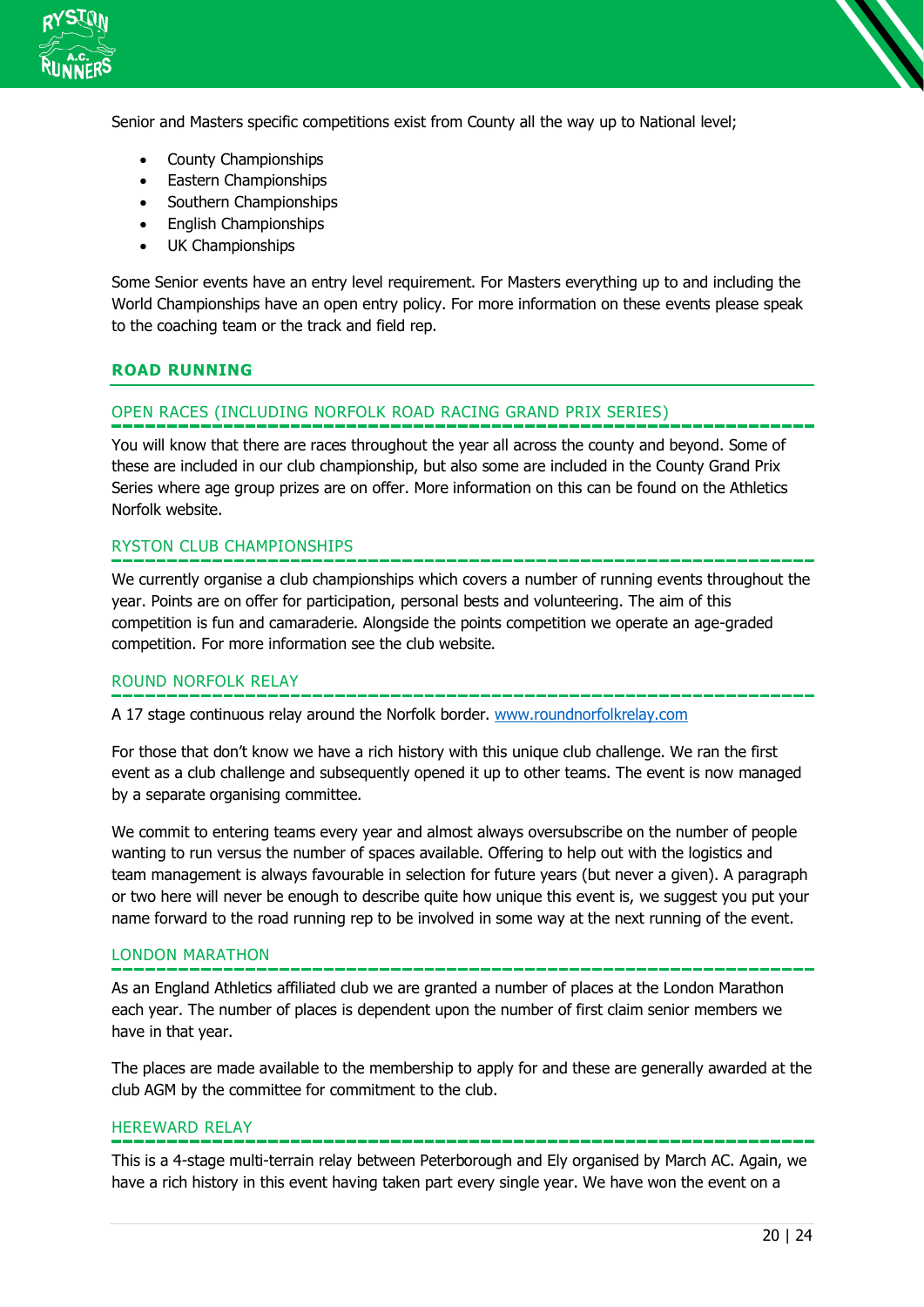Senior and Masters specific competitions exist from County all the way up to National level;

- County Championships
- Eastern Championships
- Southern Championships
- English Championships
- UK Championships

Some Senior events have an entry level requirement. For Masters everything up to and including the World Championships have an open entry policy. For more information on these events please speak to the coaching team or the track and field rep.

## ROAD RUNNING

### OPEN RACES (INCLUDING NORFOLK ROAD RACING GRAND PRIX SERIES)

You will know that there are races throughout the year all across the county and beyond. Some of these are included in our club championship, but also some are included in the County Grand Prix Series where age group prizes are on offer. More information on this can be found on the Athletics Norfolk website.

### RYSTON CLUB CHAMPIONSHIPS

We currently organise a club championships which covers a number of running events throughout the year. Points are on offer for participation, personal bests and volunteering. The aim of this competition is fun and camaraderie. Alongside the points competition we operate an age-graded competition. For more information see the club website.

### ROUND NORFOLK RELAY

A 17 stage continuous relay around the Norfolk border. [www.roundnorfolkrelay.com](www.roundnorfolkrelay.com)

For those that don't know we have a rich history with this unique club challenge. We ran the first event as a club challenge and subsequently opened it up to other teams. The event is now managed by a separate organising committee.

We commit to entering teams every year and almost always oversubscribe on the number of people wanting to run versus the number of spaces available. Offering to help out with the logistics and team management is always favourable in selection for future years (but never a given). A paragraph or two here will never be enough to describe quite how unique this event is, we suggest you put your name forward to the road running rep to be involved in some way at the next running of the event.

### LONDON MARATHON

As an England Athletics affiliated club we are granted a number of places at the London Marathon each year. The number of places is dependent upon the number of first claim senior members we have in that year.

The places are made available to the membership to apply for and these are generally awarded at the club AGM by the committee for commitment to the club.

### HEREWARD RELAY

This is a 4-stage multi-terrain relay between Peterborough and Ely organised by March AC. Again, we have a rich history in this event having taken part every single year. We have won the event on a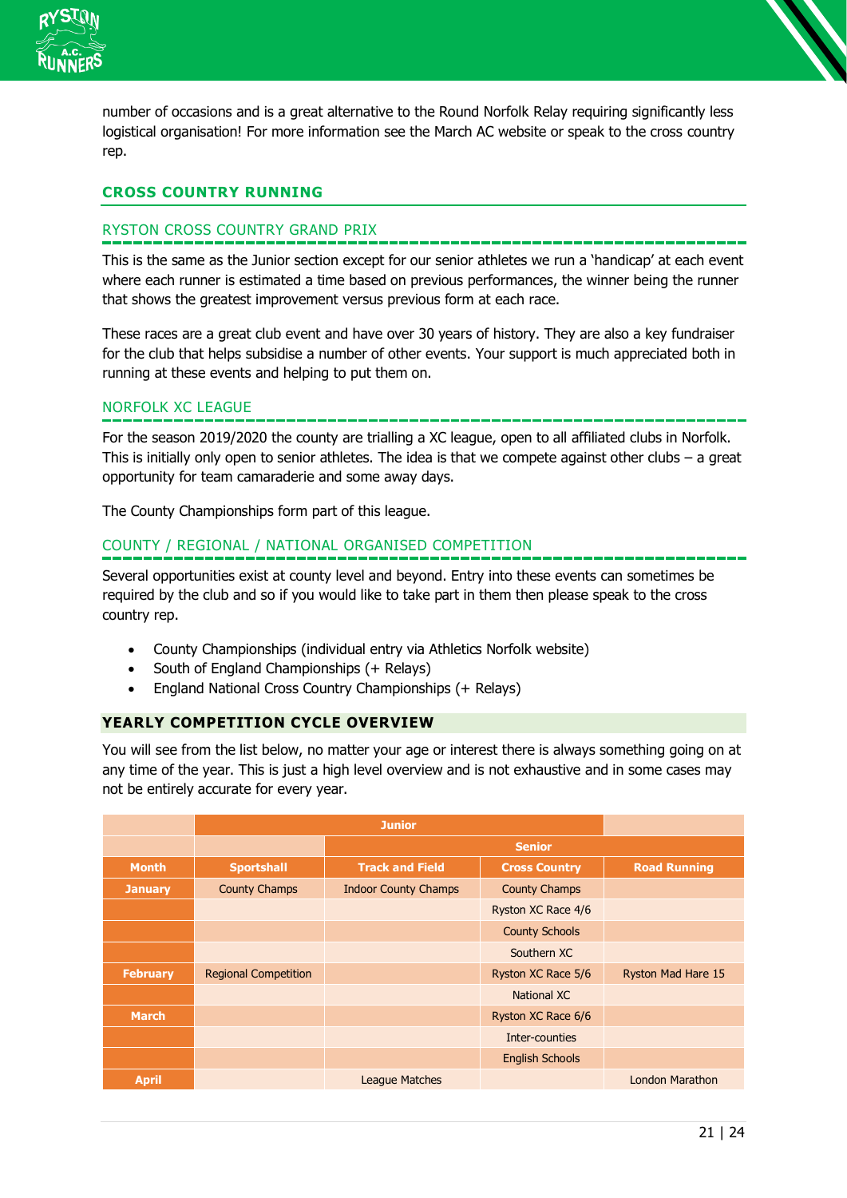number of occasions and is a great alternative to the Round Norfolk Relay requiring significantly less logistical organisation! For more information see the March AC website or speak to the cross country rep.

## CROSS COUNTRY RUNNING

### RYSTON CROSS COUNTRY GRAND PRIX

This is the same as the Junior section except for our senior athletes we run a 'handicap' at each event where each runner is estimated a time based on previous performances, the winner being the runner that shows the greatest improvement versus previous form at each race.

These races are a great club event and have over 30 years of history. They are also a key fundraiser for the club that helps subsidise a number of other events. Your support is much appreciated both in running at these events and helping to put them on.

### NORFOLK XC LEAGUE

For the season 2019/2020 the county are trialling a XC league, open to all affiliated clubs in Norfolk. This is initially only open to senior athletes. The idea is that we compete against other clubs – a great opportunity for team camaraderie and some away days.

The County Championships form part of this league.

### COUNTY / REGIONAL / NATIONAL ORGANISED COMPETITION

Several opportunities exist at county level and beyond. Entry into these events can sometimes be required by the club and so if you would like to take part in them then please speak to the cross country rep.

- County Championships (individual entry via Athletics Norfolk website)
- South of England Championships (+ Relays)
- England National Cross Country Championships (+ Relays)

## YEARLY COMPETITION CYCLE OVERVIEW

You will see from the list below, no matter your age or interest there is always something going on at any time of the year. This is just a high level overview and is not exhaustive and in some cases may not be entirely accurate for every year.

| | Junior | | | |
|---|---|---|---|---|
| | | Senior | | |
| **Month** | **Sportshall** | **Track and Field** | **Cross Country** | **Road Running** |
| **January** | County Champs | Indoor County Champs | County Champs | |
| | | | Ryston XC Race 4/6 | |
| | | | County Schools | |
| | | | Southern XC | |
| **February** | Regional Competition | | Ryston XC Race 5/6 | Ryston Mad Hare 15 |
| | | | National XC | |
| **March** | | | Ryston XC Race 6/6 | |
| | | | Inter-counties | |
| | | | English Schools | |
| **April** | | League Matches | | London Marathon |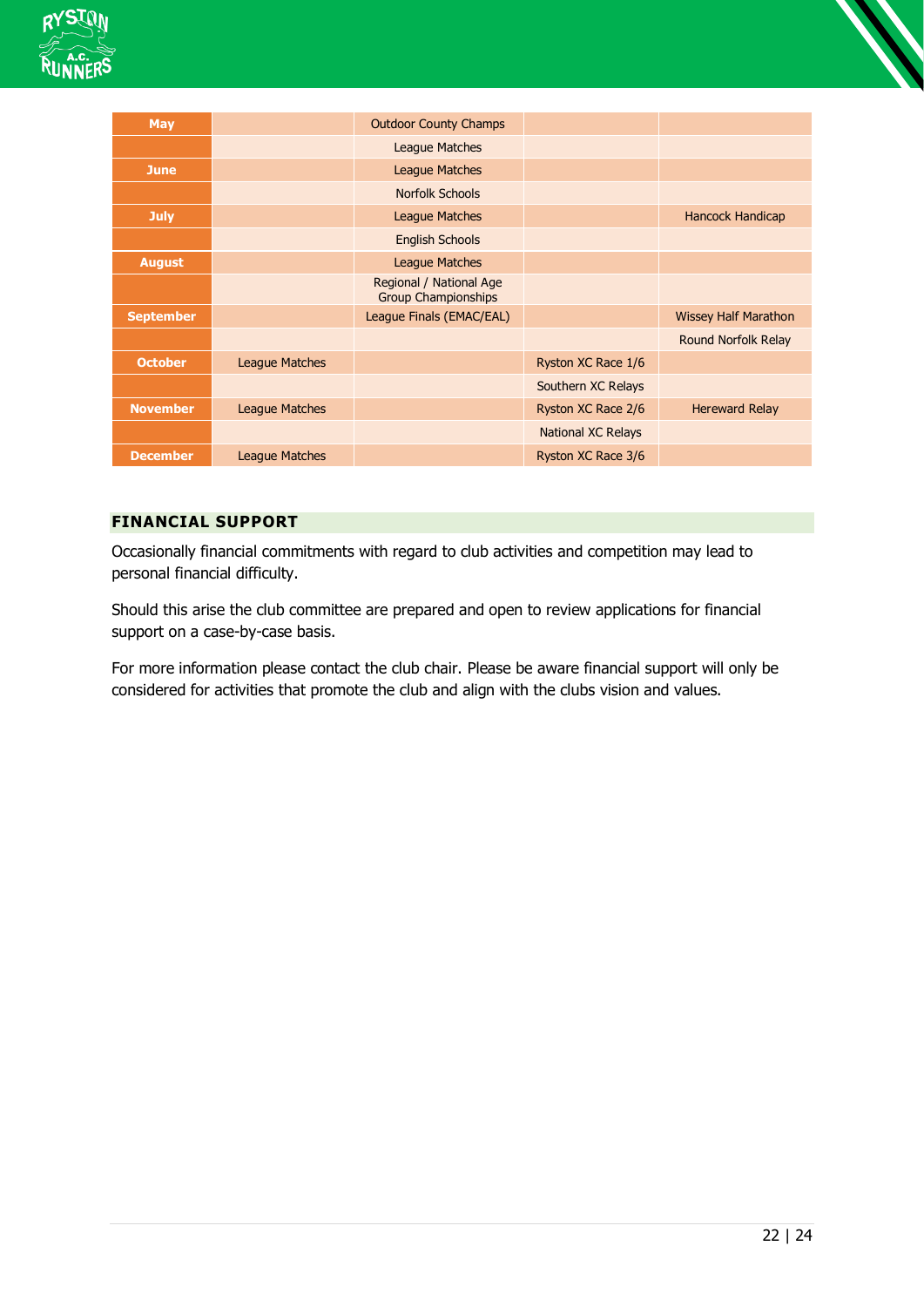| May | | Outdoor County Champs | | |
|---|---|---|---|---|
| | | League Matches | | |
| June | | League Matches | | |
| | | Norfolk Schools | | |
| July | | League Matches | | Hancock Handicap |
| | | English Schools | | |
| August | | League Matches | | |
| | | Regional / National Age Group Championships | | |
| September | | League Finals (EMAC/EAL) | | Wissey Half Marathon |
| | | | | Round Norfolk Relay |
| October | League Matches | | Ryston XC Race 1/6 | |
| | | | Southern XC Relays | |
| November | League Matches | | Ryston XC Race 2/6 | Hereward Relay |
| | | | National XC Relays | |
| December | League Matches | | Ryston XC Race 3/6 | |

## FINANCIAL SUPPORT

Occasionally financial commitments with regard to club activities and competition may lead to personal financial difficulty.

Should this arise the club committee are prepared and open to review applications for financial support on a case-by-case basis.

For more information please contact the club chair. Please be aware financial support will only be considered for activities that promote the club and align with the clubs vision and values.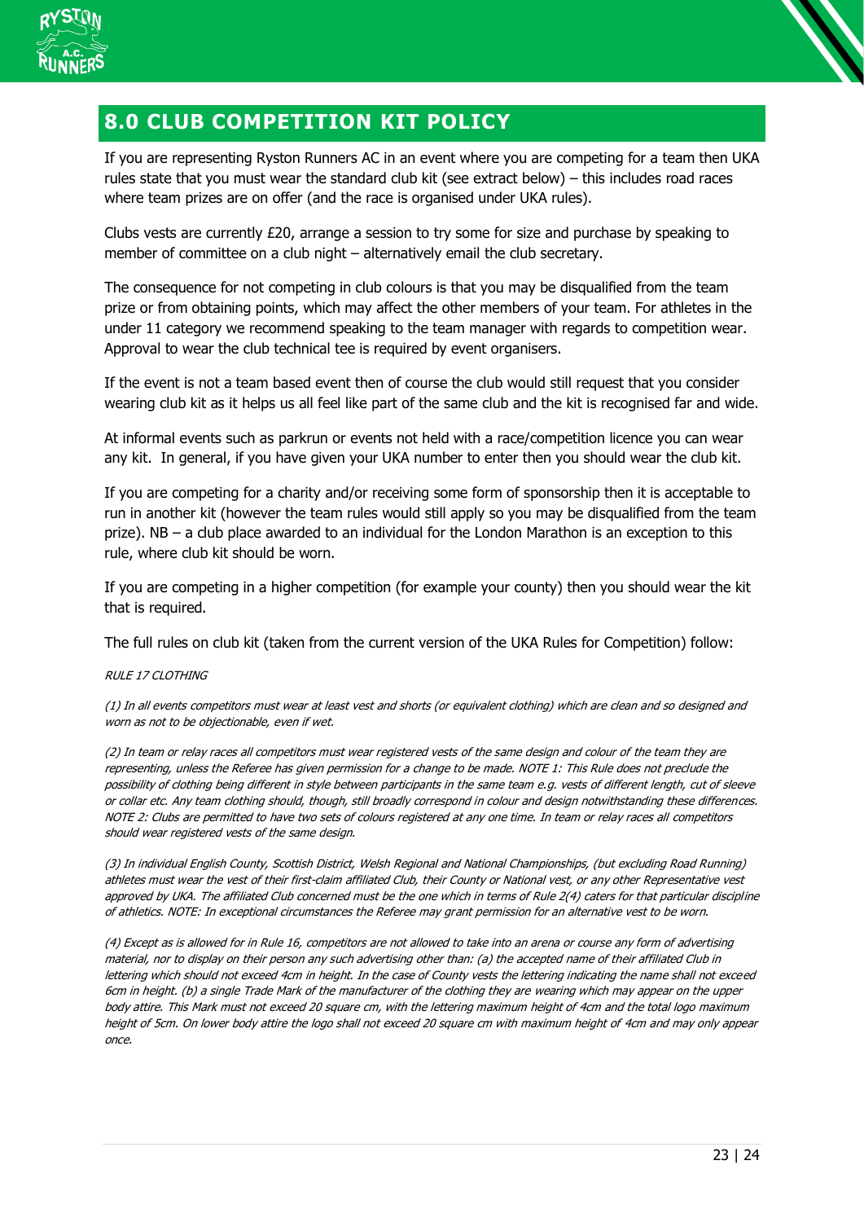## 8.0 CLUB COMPETITION KIT POLICY

If you are representing Ryston Runners AC in an event where you are competing for a team then UKA rules state that you must wear the standard club kit (see extract below) – this includes road races where team prizes are on offer (and the race is organised under UKA rules).

Clubs vests are currently £20, arrange a session to try some for size and purchase by speaking to member of committee on a club night – alternatively email the club secretary.

The consequence for not competing in club colours is that you may be disqualified from the team prize or from obtaining points, which may affect the other members of your team. For athletes in the under 11 category we recommend speaking to the team manager with regards to competition wear. Approval to wear the club technical tee is required by event organisers.

If the event is not a team based event then of course the club would still request that you consider wearing club kit as it helps us all feel like part of the same club and the kit is recognised far and wide.

At informal events such as parkrun or events not held with a race/competition licence you can wear any kit. In general, if you have given your UKA number to enter then you should wear the club kit.

If you are competing for a charity and/or receiving some form of sponsorship then it is acceptable to run in another kit (however the team rules would still apply so you may be disqualified from the team prize). NB – a club place awarded to an individual for the London Marathon is an exception to this rule, where club kit should be worn.

If you are competing in a higher competition (for example your county) then you should wear the kit that is required.

The full rules on club kit (taken from the current version of the UKA Rules for Competition) follow:

*RULE 17 CLOTHING*

*(1) In all events competitors must wear at least vest and shorts (or equivalent clothing) which are clean and so designed and worn as not to be objectionable, even if wet.*

*(2) In team or relay races all competitors must wear registered vests of the same design and colour of the team they are representing, unless the Referee has given permission for a change to be made. NOTE 1: This Rule does not preclude the possibility of clothing being different in style between participants in the same team e.g. vests of different length, cut of sleeve or collar etc. Any team clothing should, though, still broadly correspond in colour and design notwithstanding these differences. NOTE 2: Clubs are permitted to have two sets of colours registered at any one time. In team or relay races all competitors should wear registered vests of the same design.*

*(3) In individual English County, Scottish District, Welsh Regional and National Championships, (but excluding Road Running) athletes must wear the vest of their first-claim affiliated Club, their County or National vest, or any other Representative vest approved by UKA. The affiliated Club concerned must be the one which in terms of Rule 2(4) caters for that particular discipline of athletics. NOTE: In exceptional circumstances the Referee may grant permission for an alternative vest to be worn.*

*(4) Except as is allowed for in Rule 16, competitors are not allowed to take into an arena or course any form of advertising material, nor to display on their person any such advertising other than: (a) the accepted name of their affiliated Club in lettering which should not exceed 4cm in height. In the case of County vests the lettering indicating the name shall not exceed 6cm in height. (b) a single Trade Mark of the manufacturer of the clothing they are wearing which may appear on the upper body attire. This Mark must not exceed 20 square cm, with the lettering maximum height of 4cm and the total logo maximum height of 5cm. On lower body attire the logo shall not exceed 20 square cm with maximum height of 4cm and may only appear once.*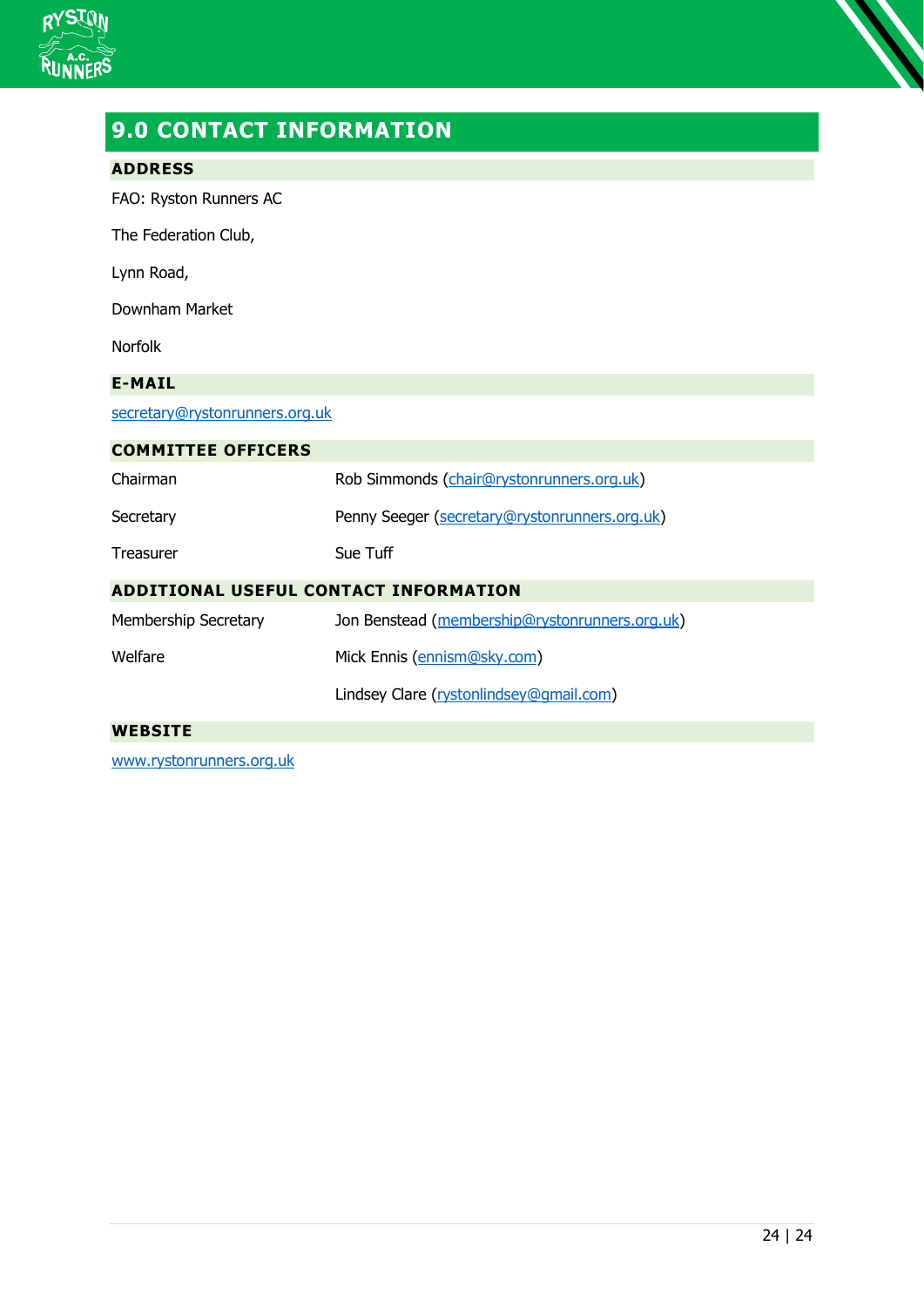# 9.0 CONTACT INFORMATION

## ADDRESS

FAO: Ryston Runners AC

The Federation Club,

Lynn Road,

Downham Market

Norfolk

## E-MAIL

secretary@rystonrunners.org.uk

## COMMITTEE OFFICERS

| | |
|---|---|
| Chairman | Rob Simmonds (chair@rystonrunners.org.uk) |
| Secretary | Penny Seeger (secretary@rystonrunners.org.uk) |
| Treasurer | Sue Tuff |

## ADDITIONAL USEFUL CONTACT INFORMATION

| | |
|---|---|
| Membership Secretary | Jon Benstead (membership@rystonrunners.org.uk) |
| Welfare | Mick Ennis (ennism@sky.com) |
| | Lindsey Clare (rystonlindsey@gmail.com) |

## WEBSITE

www.rystonrunners.org.uk